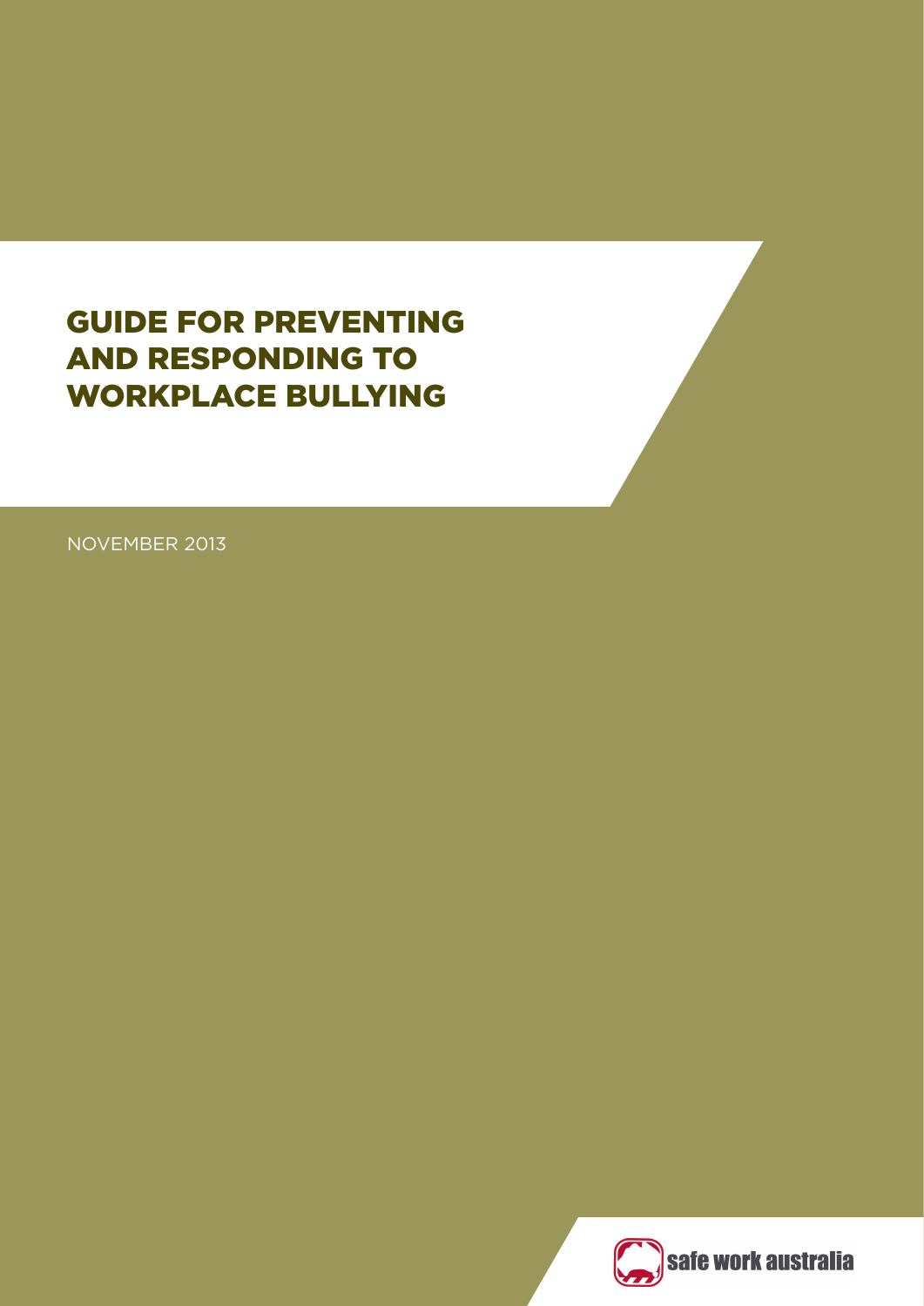# GUIDE FOR PREVENTING AND RESPONDING TO WORKPLACE BULLYING

NOVEMBER 2013

safe work australia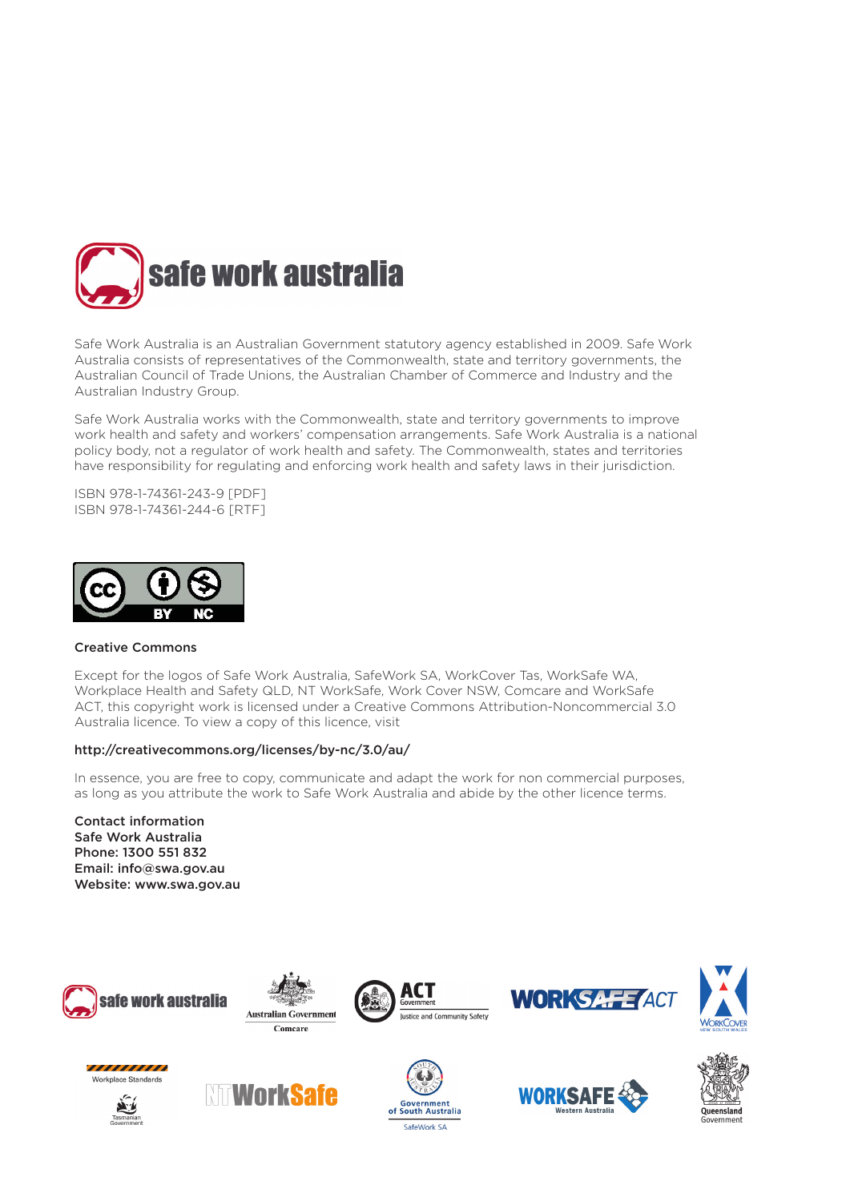Safe Work Australia is an Australian Government statutory agency established in 2009. Safe Work Australia consists of representatives of the Commonwealth, state and territory governments, the Australian Council of Trade Unions, the Australian Chamber of Commerce and Industry and the Australian Industry Group.

Safe Work Australia works with the Commonwealth, state and territory governments to improve work health and safety and workers' compensation arrangements. Safe Work Australia is a national policy body, not a regulator of work health and safety. The Commonwealth, states and territories have responsibility for regulating and enforcing work health and safety laws in their jurisdiction.

ISBN 978-1-74361-243-9 [PDF]
ISBN 978-1-74361-244-6 [RTF]

**Creative Commons**

Except for the logos of Safe Work Australia, SafeWork SA, WorkCover Tas, WorkSafe WA, Workplace Health and Safety QLD, NT WorkSafe, Work Cover NSW, Comcare and WorkSafe ACT, this copyright work is licensed under a Creative Commons Attribution-Noncommercial 3.0 Australia licence. To view a copy of this licence, visit

**http://creativecommons.org/licenses/by-nc/3.0/au/**

In essence, you are free to copy, communicate and adapt the work for non commercial purposes, as long as you attribute the work to Safe Work Australia and abide by the other licence terms.

**Contact information**
**Safe Work Australia**
**Phone: 1300 551 832**
**Email: info@swa.gov.au**
**Website: www.swa.gov.au**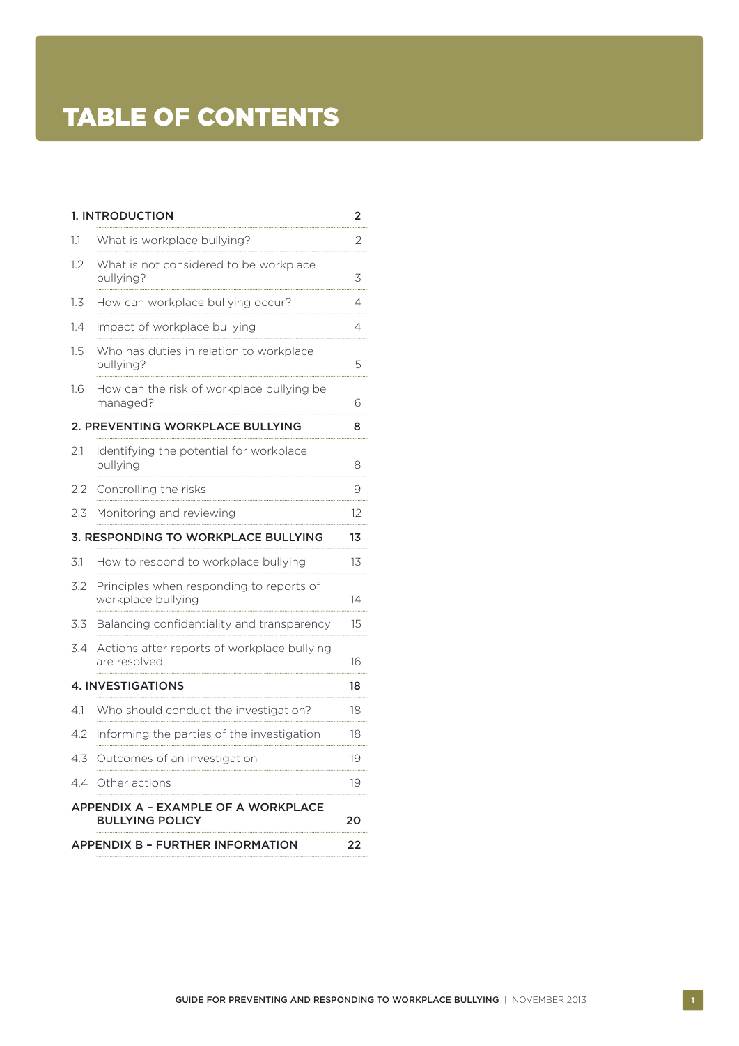# TABLE OF CONTENTS

| | | |
|---|---|---|
| **1. INTRODUCTION** | | **2** |
| 1.1 | What is workplace bullying? | 2 |
| 1.2 | What is not considered to be workplace bullying? | 3 |
| 1.3 | How can workplace bullying occur? | 4 |
| 1.4 | Impact of workplace bullying | 4 |
| 1.5 | Who has duties in relation to workplace bullying? | 5 |
| 1.6 | How can the risk of workplace bullying be managed? | 6 |
| **2. PREVENTING WORKPLACE BULLYING** | | **8** |
| 2.1 | Identifying the potential for workplace bullying | 8 |
| 2.2 | Controlling the risks | 9 |
| 2.3 | Monitoring and reviewing | 12 |
| **3. RESPONDING TO WORKPLACE BULLYING** | | **13** |
| 3.1 | How to respond to workplace bullying | 13 |
| 3.2 | Principles when responding to reports of workplace bullying | 14 |
| 3.3 | Balancing confidentiality and transparency | 15 |
| 3.4 | Actions after reports of workplace bullying are resolved | 16 |
| **4. INVESTIGATIONS** | | **18** |
| 4.1 | Who should conduct the investigation? | 18 |
| 4.2 | Informing the parties of the investigation | 18 |
| 4.3 | Outcomes of an investigation | 19 |
| 4.4 | Other actions | 19 |
| **APPENDIX A – EXAMPLE OF A WORKPLACE BULLYING POLICY** | | **20** |
| **APPENDIX B – FURTHER INFORMATION** | | **22** |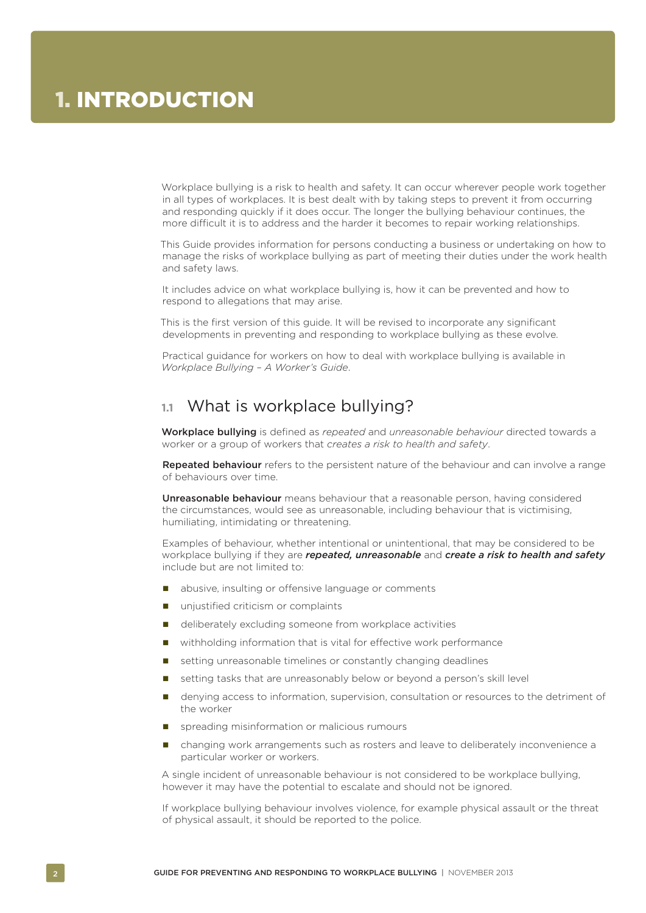# 1. INTRODUCTION

Workplace bullying is a risk to health and safety. It can occur wherever people work together in all types of workplaces. It is best dealt with by taking steps to prevent it from occurring and responding quickly if it does occur. The longer the bullying behaviour continues, the more difficult it is to address and the harder it becomes to repair working relationships.

This Guide provides information for persons conducting a business or undertaking on how to manage the risks of workplace bullying as part of meeting their duties under the work health and safety laws.

It includes advice on what workplace bullying is, how it can be prevented and how to respond to allegations that may arise.

This is the first version of this guide. It will be revised to incorporate any significant developments in preventing and responding to workplace bullying as these evolve.

Practical guidance for workers on how to deal with workplace bullying is available in *Workplace Bullying – A Worker's Guide*.

## 1.1 What is workplace bullying?

**Workplace bullying** is defined as *repeated* and *unreasonable behaviour* directed towards a worker or a group of workers that *creates a risk to health and safety*.

**Repeated behaviour** refers to the persistent nature of the behaviour and can involve a range of behaviours over time.

**Unreasonable behaviour** means behaviour that a reasonable person, having considered the circumstances, would see as unreasonable, including behaviour that is victimising, humiliating, intimidating or threatening.

Examples of behaviour, whether intentional or unintentional, that may be considered to be workplace bullying if they are ***repeated, unreasonable*** and ***create a risk to health and safety*** include but are not limited to:

- abusive, insulting or offensive language or comments
- unjustified criticism or complaints
- deliberately excluding someone from workplace activities
- withholding information that is vital for effective work performance
- setting unreasonable timelines or constantly changing deadlines
- setting tasks that are unreasonably below or beyond a person's skill level
- denying access to information, supervision, consultation or resources to the detriment of the worker
- spreading misinformation or malicious rumours
- changing work arrangements such as rosters and leave to deliberately inconvenience a particular worker or workers.

A single incident of unreasonable behaviour is not considered to be workplace bullying, however it may have the potential to escalate and should not be ignored.

If workplace bullying behaviour involves violence, for example physical assault or the threat of physical assault, it should be reported to the police.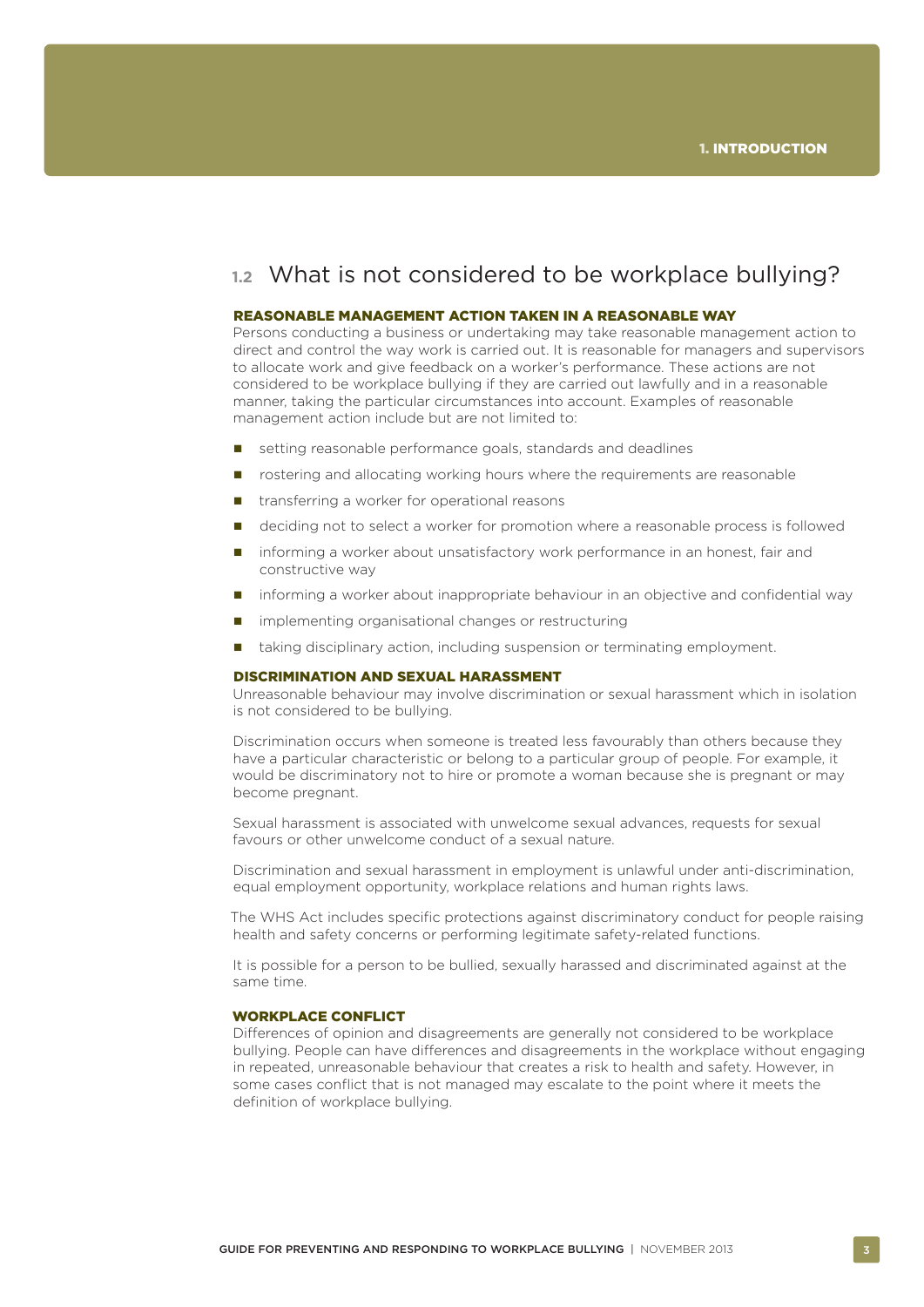## 1.2 What is not considered to be workplace bullying?

### REASONABLE MANAGEMENT ACTION TAKEN IN A REASONABLE WAY

Persons conducting a business or undertaking may take reasonable management action to direct and control the way work is carried out. It is reasonable for managers and supervisors to allocate work and give feedback on a worker's performance. These actions are not considered to be workplace bullying if they are carried out lawfully and in a reasonable manner, taking the particular circumstances into account. Examples of reasonable management action include but are not limited to:

- setting reasonable performance goals, standards and deadlines
- rostering and allocating working hours where the requirements are reasonable
- transferring a worker for operational reasons
- deciding not to select a worker for promotion where a reasonable process is followed
- informing a worker about unsatisfactory work performance in an honest, fair and constructive way
- informing a worker about inappropriate behaviour in an objective and confidential way
- implementing organisational changes or restructuring
- taking disciplinary action, including suspension or terminating employment.

### DISCRIMINATION AND SEXUAL HARASSMENT

Unreasonable behaviour may involve discrimination or sexual harassment which in isolation is not considered to be bullying.

Discrimination occurs when someone is treated less favourably than others because they have a particular characteristic or belong to a particular group of people. For example, it would be discriminatory not to hire or promote a woman because she is pregnant or may become pregnant.

Sexual harassment is associated with unwelcome sexual advances, requests for sexual favours or other unwelcome conduct of a sexual nature.

Discrimination and sexual harassment in employment is unlawful under anti-discrimination, equal employment opportunity, workplace relations and human rights laws.

The WHS Act includes specific protections against discriminatory conduct for people raising health and safety concerns or performing legitimate safety-related functions.

It is possible for a person to be bullied, sexually harassed and discriminated against at the same time.

### WORKPLACE CONFLICT

Differences of opinion and disagreements are generally not considered to be workplace bullying. People can have differences and disagreements in the workplace without engaging in repeated, unreasonable behaviour that creates a risk to health and safety. However, in some cases conflict that is not managed may escalate to the point where it meets the definition of workplace bullying.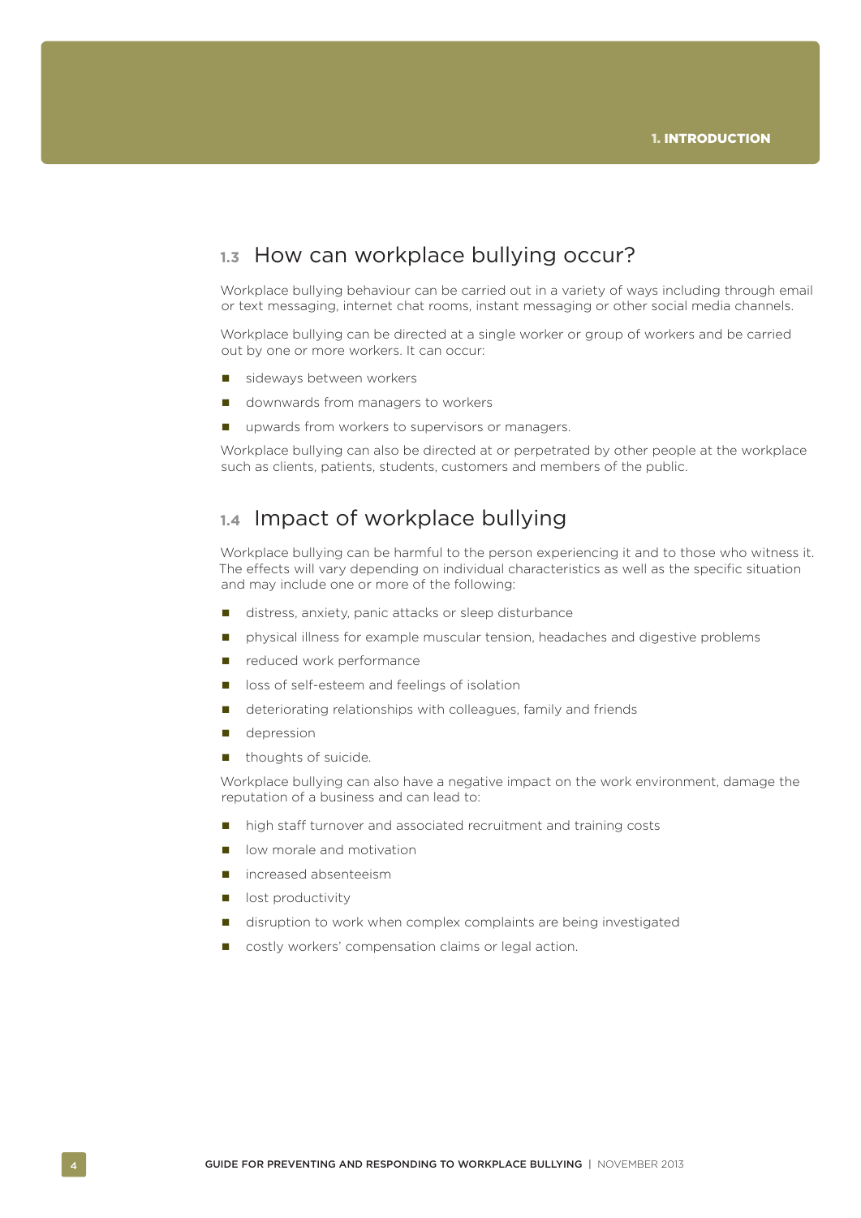## 1.3 How can workplace bullying occur?

Workplace bullying behaviour can be carried out in a variety of ways including through email or text messaging, internet chat rooms, instant messaging or other social media channels.

Workplace bullying can be directed at a single worker or group of workers and be carried out by one or more workers. It can occur:

- sideways between workers
- downwards from managers to workers
- upwards from workers to supervisors or managers.

Workplace bullying can also be directed at or perpetrated by other people at the workplace such as clients, patients, students, customers and members of the public.

## 1.4 Impact of workplace bullying

Workplace bullying can be harmful to the person experiencing it and to those who witness it. The effects will vary depending on individual characteristics as well as the specific situation and may include one or more of the following:

- distress, anxiety, panic attacks or sleep disturbance
- physical illness for example muscular tension, headaches and digestive problems
- reduced work performance
- loss of self-esteem and feelings of isolation
- deteriorating relationships with colleagues, family and friends
- depression
- thoughts of suicide.

Workplace bullying can also have a negative impact on the work environment, damage the reputation of a business and can lead to:

- high staff turnover and associated recruitment and training costs
- low morale and motivation
- increased absenteeism
- lost productivity
- disruption to work when complex complaints are being investigated
- costly workers' compensation claims or legal action.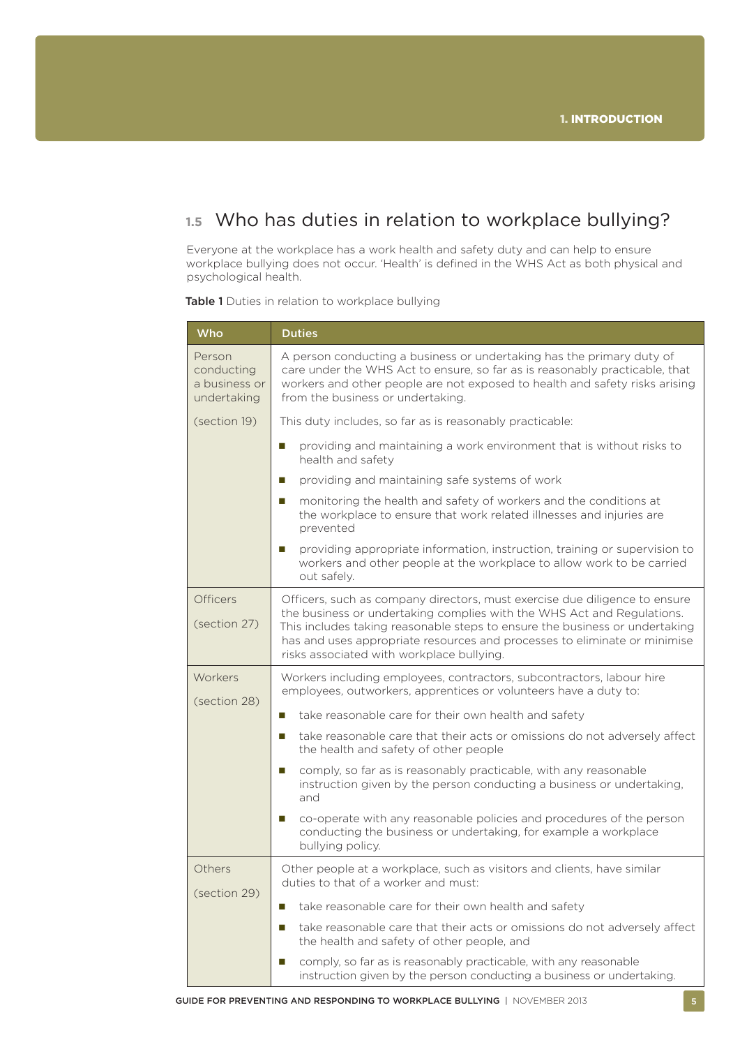## 1.5 Who has duties in relation to workplace bullying?

Everyone at the workplace has a work health and safety duty and can help to ensure workplace bullying does not occur. 'Health' is defined in the WHS Act as both physical and psychological health.

**Table 1** Duties in relation to workplace bullying

| Who | Duties |
|---|---|
| Person conducting a business or undertaking (section 19) | A person conducting a business or undertaking has the primary duty of care under the WHS Act to ensure, so far as is reasonably practicable, that workers and other people are not exposed to health and safety risks arising from the business or undertaking. This duty includes, so far as is reasonably practicable: <br>■ providing and maintaining a work environment that is without risks to health and safety <br>■ providing and maintaining safe systems of work <br>■ monitoring the health and safety of workers and the conditions at the workplace to ensure that work related illnesses and injuries are prevented <br>■ providing appropriate information, instruction, training or supervision to workers and other people at the workplace to allow work to be carried out safely. |
| Officers (section 27) | Officers, such as company directors, must exercise due diligence to ensure the business or undertaking complies with the WHS Act and Regulations. This includes taking reasonable steps to ensure the business or undertaking has and uses appropriate resources and processes to eliminate or minimise risks associated with workplace bullying. |
| Workers (section 28) | Workers including employees, contractors, subcontractors, labour hire employees, outworkers, apprentices or volunteers have a duty to: <br>■ take reasonable care for their own health and safety <br>■ take reasonable care that their acts or omissions do not adversely affect the health and safety of other people <br>■ comply, so far as is reasonably practicable, with any reasonable instruction given by the person conducting a business or undertaking, and <br>■ co-operate with any reasonable policies and procedures of the person conducting the business or undertaking, for example a workplace bullying policy. |
| Others (section 29) | Other people at a workplace, such as visitors and clients, have similar duties to that of a worker and must: <br>■ take reasonable care for their own health and safety <br>■ take reasonable care that their acts or omissions do not adversely affect the health and safety of other people, and <br>■ comply, so far as is reasonably practicable, with any reasonable instruction given by the person conducting a business or undertaking. |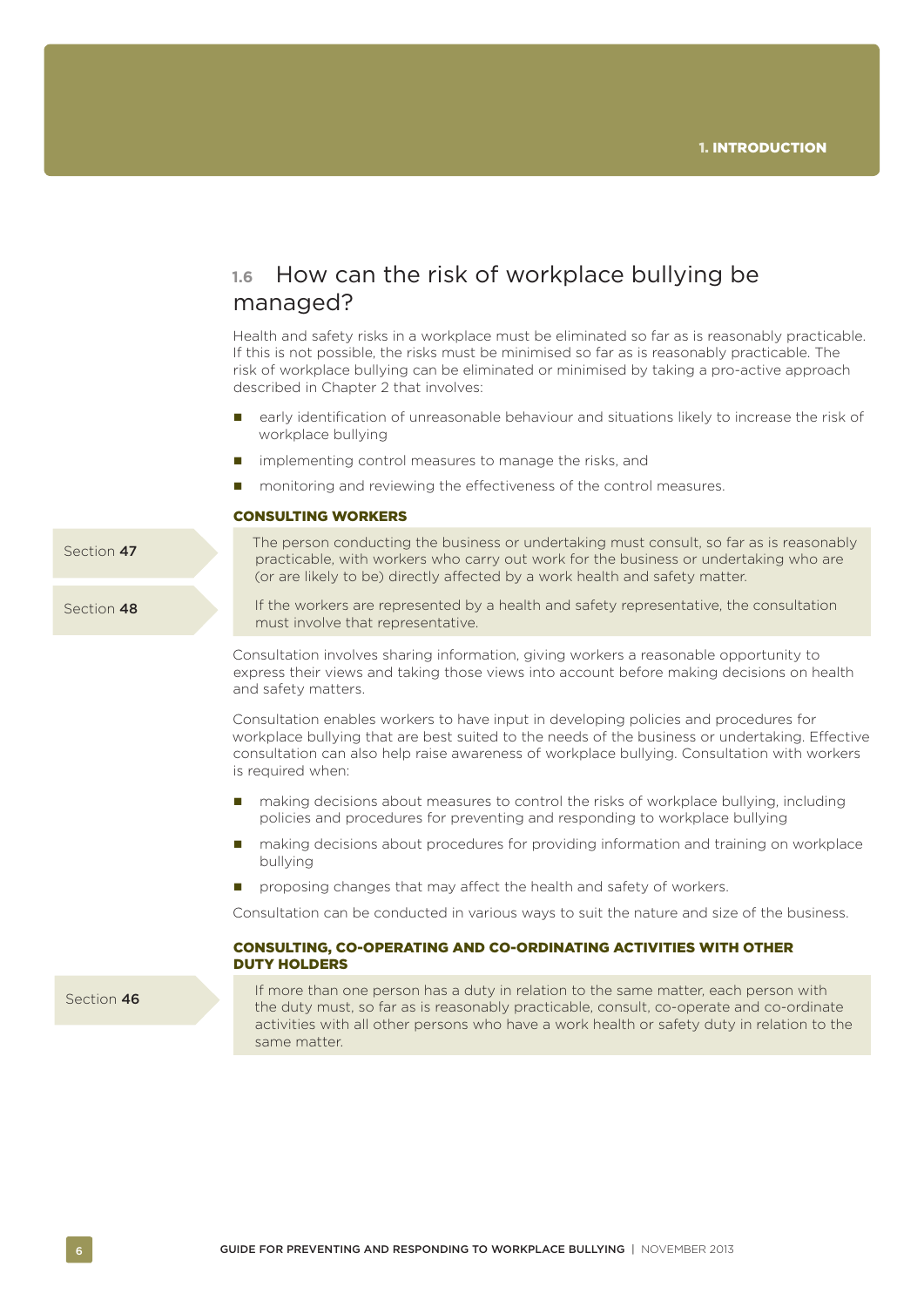## 1.6 How can the risk of workplace bullying be managed?

Health and safety risks in a workplace must be eliminated so far as is reasonably practicable. If this is not possible, the risks must be minimised so far as is reasonably practicable. The risk of workplace bullying can be eliminated or minimised by taking a pro-active approach described in Chapter 2 that involves:

- early identification of unreasonable behaviour and situations likely to increase the risk of workplace bullying
- implementing control measures to manage the risks, and
- monitoring and reviewing the effectiveness of the control measures.

### CONSULTING WORKERS

Section **47**

> The person conducting the business or undertaking must consult, so far as is reasonably practicable, with workers who carry out work for the business or undertaking who are (or are likely to be) directly affected by a work health and safety matter.

Section **48**

> If the workers are represented by a health and safety representative, the consultation must involve that representative.

Consultation involves sharing information, giving workers a reasonable opportunity to express their views and taking those views into account before making decisions on health and safety matters.

Consultation enables workers to have input in developing policies and procedures for workplace bullying that are best suited to the needs of the business or undertaking. Effective consultation can also help raise awareness of workplace bullying. Consultation with workers is required when:

- making decisions about measures to control the risks of workplace bullying, including policies and procedures for preventing and responding to workplace bullying
- making decisions about procedures for providing information and training on workplace bullying
- proposing changes that may affect the health and safety of workers.

Consultation can be conducted in various ways to suit the nature and size of the business.

### CONSULTING, CO-OPERATING AND CO-ORDINATING ACTIVITIES WITH OTHER DUTY HOLDERS

Section **46**

> If more than one person has a duty in relation to the same matter, each person with the duty must, so far as is reasonably practicable, consult, co-operate and co-ordinate activities with all other persons who have a work health or safety duty in relation to the same matter.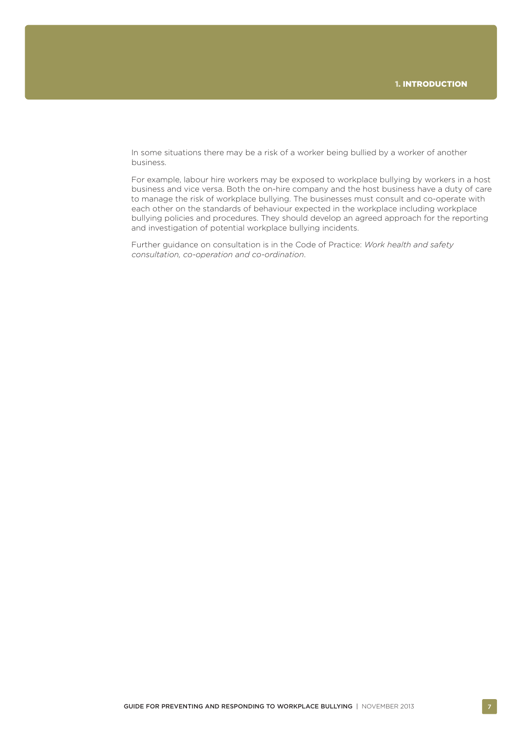In some situations there may be a risk of a worker being bullied by a worker of another business.

For example, labour hire workers may be exposed to workplace bullying by workers in a host business and vice versa. Both the on-hire company and the host business have a duty of care to manage the risk of workplace bullying. The businesses must consult and co-operate with each other on the standards of behaviour expected in the workplace including workplace bullying policies and procedures. They should develop an agreed approach for the reporting and investigation of potential workplace bullying incidents.

Further guidance on consultation is in the Code of Practice: *Work health and safety consultation, co-operation and co-ordination*.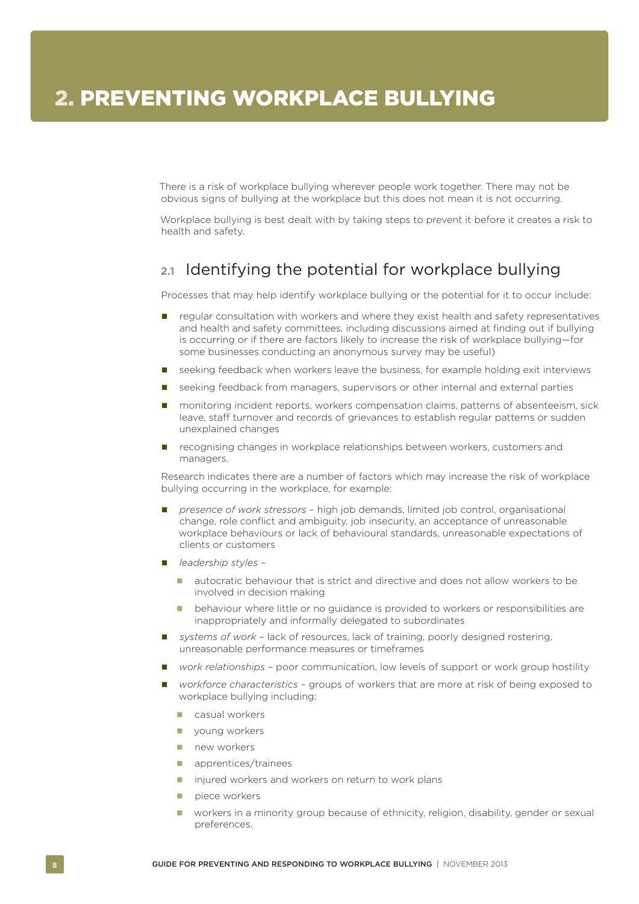# 2. PREVENTING WORKPLACE BULLYING

There is a risk of workplace bullying wherever people work together. There may not be obvious signs of bullying at the workplace but this does not mean it is not occurring.

Workplace bullying is best dealt with by taking steps to prevent it before it creates a risk to health and safety.

## 2.1 Identifying the potential for workplace bullying

Processes that may help identify workplace bullying or the potential for it to occur include:

- regular consultation with workers and where they exist health and safety representatives and health and safety committees, including discussions aimed at finding out if bullying is occurring or if there are factors likely to increase the risk of workplace bullying—for some businesses conducting an anonymous survey may be useful)
- seeking feedback when workers leave the business, for example holding exit interviews
- seeking feedback from managers, supervisors or other internal and external parties
- monitoring incident reports, workers compensation claims, patterns of absenteeism, sick leave, staff turnover and records of grievances to establish regular patterns or sudden unexplained changes
- recognising changes in workplace relationships between workers, customers and managers.

Research indicates there are a number of factors which may increase the risk of workplace bullying occurring in the workplace, for example:

- *presence of work stressors* – high job demands, limited job control, organisational change, role conflict and ambiguity, job insecurity, an acceptance of unreasonable workplace behaviours or lack of behavioural standards, unreasonable expectations of clients or customers
- *leadership styles* –
  - autocratic behaviour that is strict and directive and does not allow workers to be involved in decision making
  - behaviour where little or no guidance is provided to workers or responsibilities are inappropriately and informally delegated to subordinates
- *systems of work* – lack of resources, lack of training, poorly designed rostering, unreasonable performance measures or timeframes
- *work relationships* – poor communication, low levels of support or work group hostility
- *workforce characteristics* – groups of workers that are more at risk of being exposed to workplace bullying including:
  - casual workers
  - young workers
  - new workers
  - apprentices/trainees
  - injured workers and workers on return to work plans
  - piece workers
  - workers in a minority group because of ethnicity, religion, disability, gender or sexual preferences.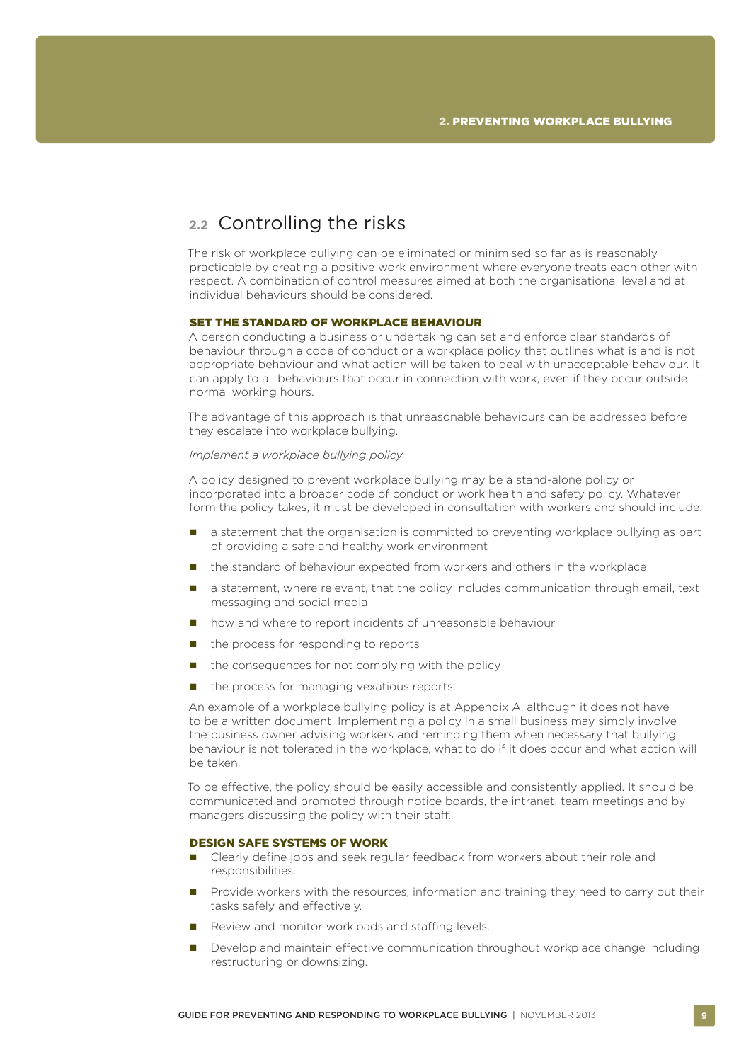## 2.2 Controlling the risks

The risk of workplace bullying can be eliminated or minimised so far as is reasonably practicable by creating a positive work environment where everyone treats each other with respect. A combination of control measures aimed at both the organisational level and at individual behaviours should be considered.

### SET THE STANDARD OF WORKPLACE BEHAVIOUR

A person conducting a business or undertaking can set and enforce clear standards of behaviour through a code of conduct or a workplace policy that outlines what is and is not appropriate behaviour and what action will be taken to deal with unacceptable behaviour. It can apply to all behaviours that occur in connection with work, even if they occur outside normal working hours.

The advantage of this approach is that unreasonable behaviours can be addressed before they escalate into workplace bullying.

*Implement a workplace bullying policy*

A policy designed to prevent workplace bullying may be a stand-alone policy or incorporated into a broader code of conduct or work health and safety policy. Whatever form the policy takes, it must be developed in consultation with workers and should include:

- a statement that the organisation is committed to preventing workplace bullying as part of providing a safe and healthy work environment
- the standard of behaviour expected from workers and others in the workplace
- a statement, where relevant, that the policy includes communication through email, text messaging and social media
- how and where to report incidents of unreasonable behaviour
- the process for responding to reports
- the consequences for not complying with the policy
- the process for managing vexatious reports.

An example of a workplace bullying policy is at Appendix A, although it does not have to be a written document. Implementing a policy in a small business may simply involve the business owner advising workers and reminding them when necessary that bullying behaviour is not tolerated in the workplace, what to do if it does occur and what action will be taken.

To be effective, the policy should be easily accessible and consistently applied. It should be communicated and promoted through notice boards, the intranet, team meetings and by managers discussing the policy with their staff.

### DESIGN SAFE SYSTEMS OF WORK

- Clearly define jobs and seek regular feedback from workers about their role and responsibilities.
- Provide workers with the resources, information and training they need to carry out their tasks safely and effectively.
- Review and monitor workloads and staffing levels.
- Develop and maintain effective communication throughout workplace change including restructuring or downsizing.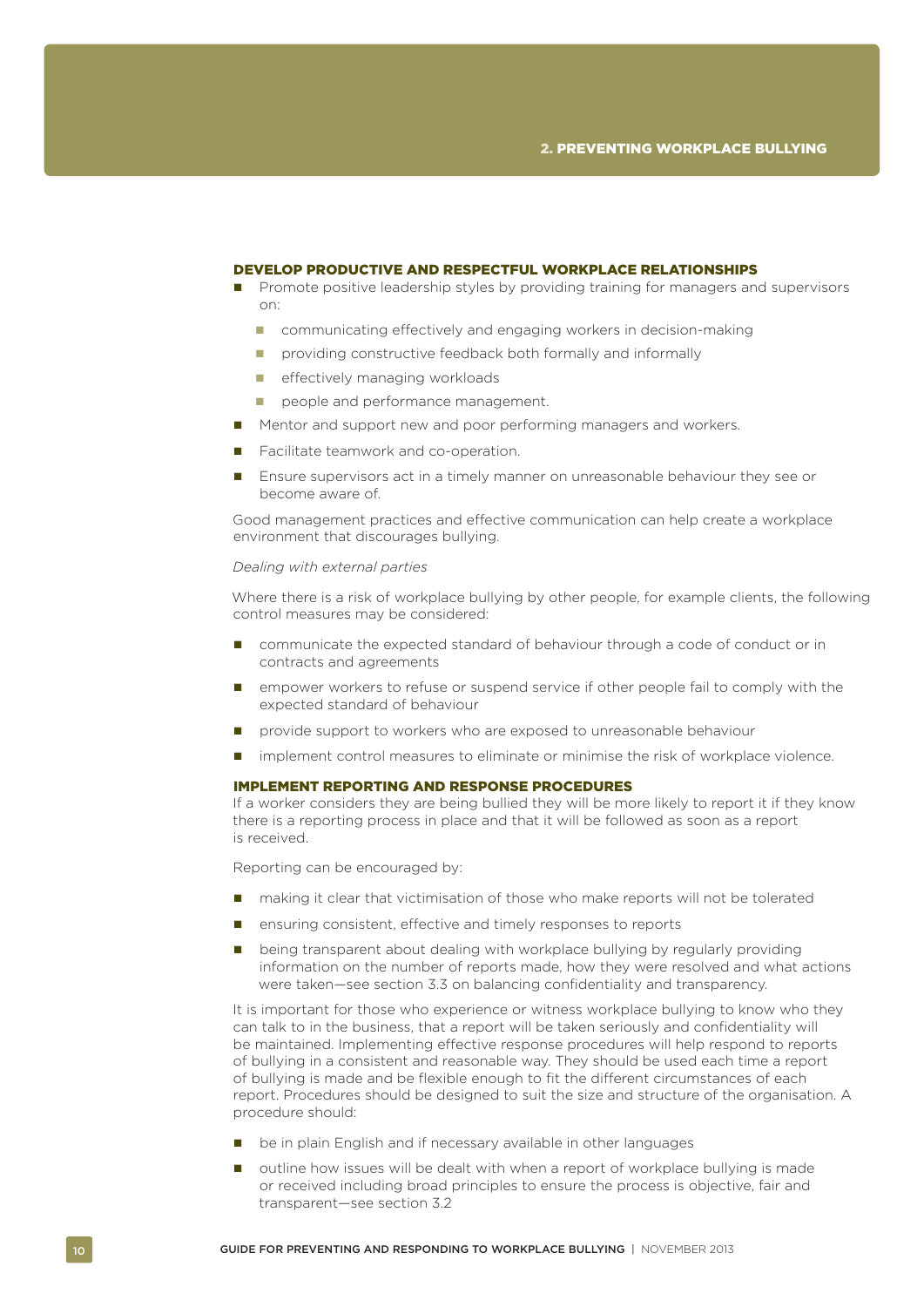### DEVELOP PRODUCTIVE AND RESPECTFUL WORKPLACE RELATIONSHIPS

- Promote positive leadership styles by providing training for managers and supervisors on:
  - communicating effectively and engaging workers in decision-making
  - providing constructive feedback both formally and informally
  - effectively managing workloads
  - people and performance management.
- Mentor and support new and poor performing managers and workers.
- Facilitate teamwork and co-operation.
- Ensure supervisors act in a timely manner on unreasonable behaviour they see or become aware of.

Good management practices and effective communication can help create a workplace environment that discourages bullying.

*Dealing with external parties*

Where there is a risk of workplace bullying by other people, for example clients, the following control measures may be considered:

- communicate the expected standard of behaviour through a code of conduct or in contracts and agreements
- empower workers to refuse or suspend service if other people fail to comply with the expected standard of behaviour
- provide support to workers who are exposed to unreasonable behaviour
- implement control measures to eliminate or minimise the risk of workplace violence.

### IMPLEMENT REPORTING AND RESPONSE PROCEDURES

If a worker considers they are being bullied they will be more likely to report it if they know there is a reporting process in place and that it will be followed as soon as a report is received.

Reporting can be encouraged by:

- making it clear that victimisation of those who make reports will not be tolerated
- ensuring consistent, effective and timely responses to reports
- being transparent about dealing with workplace bullying by regularly providing information on the number of reports made, how they were resolved and what actions were taken—see section 3.3 on balancing confidentiality and transparency.

It is important for those who experience or witness workplace bullying to know who they can talk to in the business, that a report will be taken seriously and confidentiality will be maintained. Implementing effective response procedures will help respond to reports of bullying in a consistent and reasonable way. They should be used each time a report of bullying is made and be flexible enough to fit the different circumstances of each report. Procedures should be designed to suit the size and structure of the organisation. A procedure should:

- be in plain English and if necessary available in other languages
- outline how issues will be dealt with when a report of workplace bullying is made or received including broad principles to ensure the process is objective, fair and transparent—see section 3.2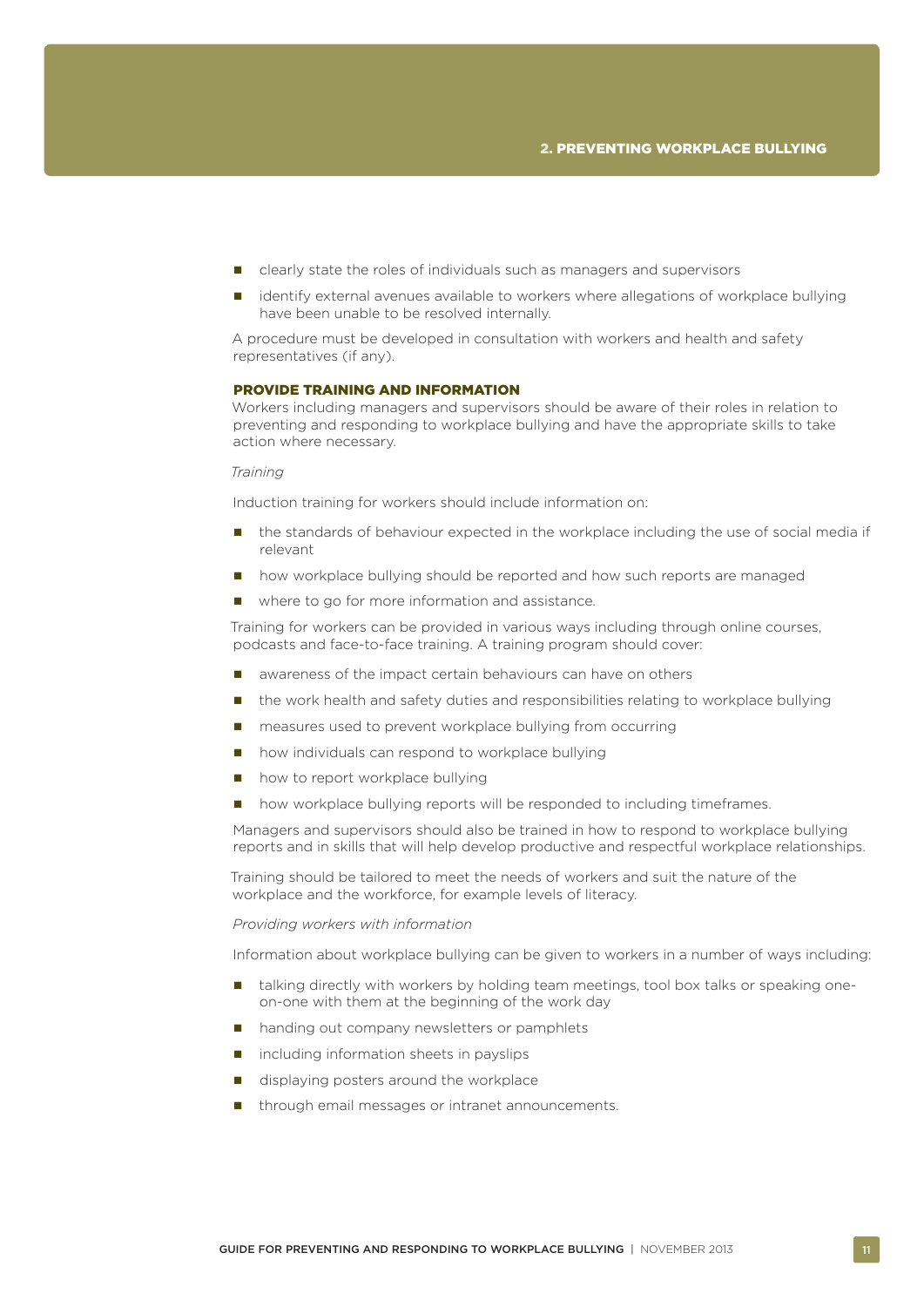- clearly state the roles of individuals such as managers and supervisors
- identify external avenues available to workers where allegations of workplace bullying have been unable to be resolved internally.

A procedure must be developed in consultation with workers and health and safety representatives (if any).

### PROVIDE TRAINING AND INFORMATION

Workers including managers and supervisors should be aware of their roles in relation to preventing and responding to workplace bullying and have the appropriate skills to take action where necessary.

*Training*

Induction training for workers should include information on:

- the standards of behaviour expected in the workplace including the use of social media if relevant
- how workplace bullying should be reported and how such reports are managed
- where to go for more information and assistance.

Training for workers can be provided in various ways including through online courses, podcasts and face-to-face training. A training program should cover:

- awareness of the impact certain behaviours can have on others
- the work health and safety duties and responsibilities relating to workplace bullying
- measures used to prevent workplace bullying from occurring
- how individuals can respond to workplace bullying
- how to report workplace bullying
- how workplace bullying reports will be responded to including timeframes.

Managers and supervisors should also be trained in how to respond to workplace bullying reports and in skills that will help develop productive and respectful workplace relationships.

Training should be tailored to meet the needs of workers and suit the nature of the workplace and the workforce, for example levels of literacy.

*Providing workers with information*

Information about workplace bullying can be given to workers in a number of ways including:

- talking directly with workers by holding team meetings, tool box talks or speaking one-on-one with them at the beginning of the work day
- handing out company newsletters or pamphlets
- including information sheets in payslips
- displaying posters around the workplace
- through email messages or intranet announcements.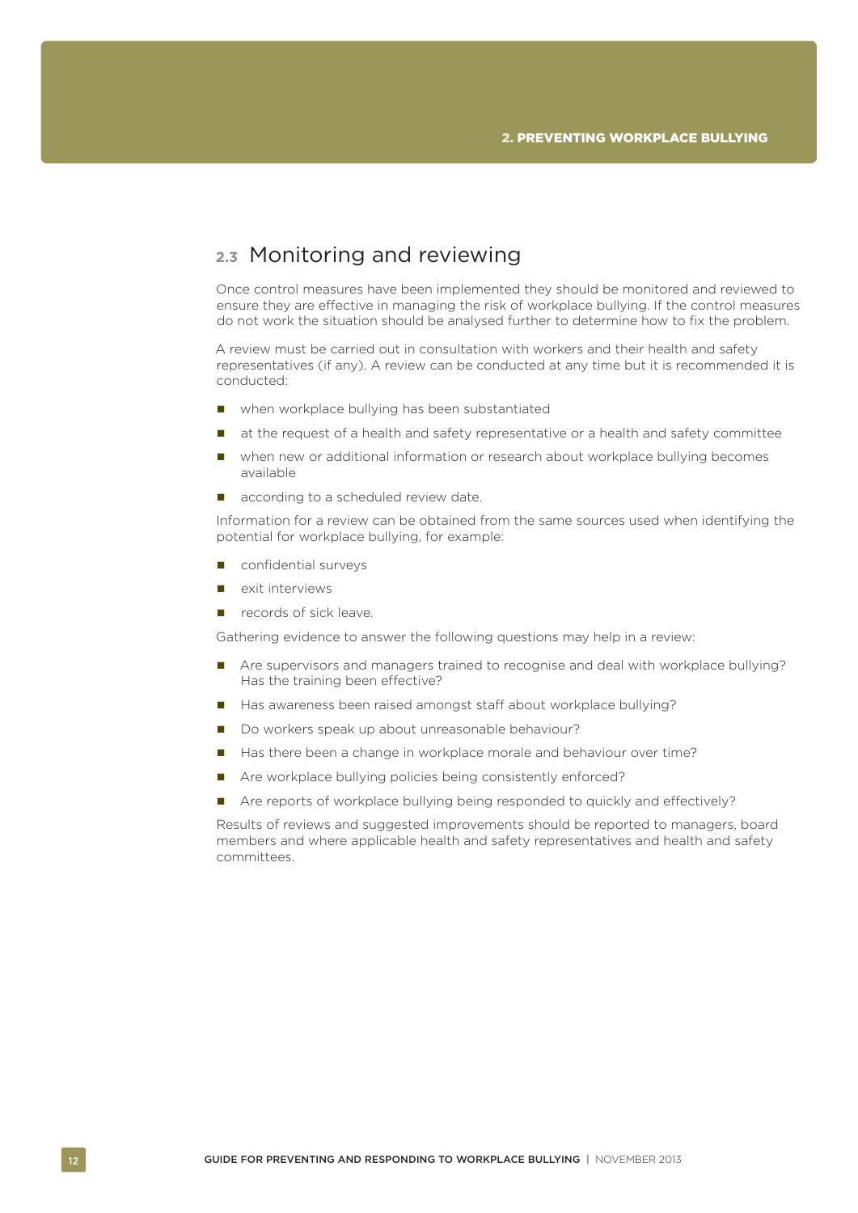## 2.3 Monitoring and reviewing

Once control measures have been implemented they should be monitored and reviewed to ensure they are effective in managing the risk of workplace bullying. If the control measures do not work the situation should be analysed further to determine how to fix the problem.

A review must be carried out in consultation with workers and their health and safety representatives (if any). A review can be conducted at any time but it is recommended it is conducted:

- when workplace bullying has been substantiated
- at the request of a health and safety representative or a health and safety committee
- when new or additional information or research about workplace bullying becomes available
- according to a scheduled review date.

Information for a review can be obtained from the same sources used when identifying the potential for workplace bullying, for example:

- confidential surveys
- exit interviews
- records of sick leave.

Gathering evidence to answer the following questions may help in a review:

- Are supervisors and managers trained to recognise and deal with workplace bullying? Has the training been effective?
- Has awareness been raised amongst staff about workplace bullying?
- Do workers speak up about unreasonable behaviour?
- Has there been a change in workplace morale and behaviour over time?
- Are workplace bullying policies being consistently enforced?
- Are reports of workplace bullying being responded to quickly and effectively?

Results of reviews and suggested improvements should be reported to managers, board members and where applicable health and safety representatives and health and safety committees.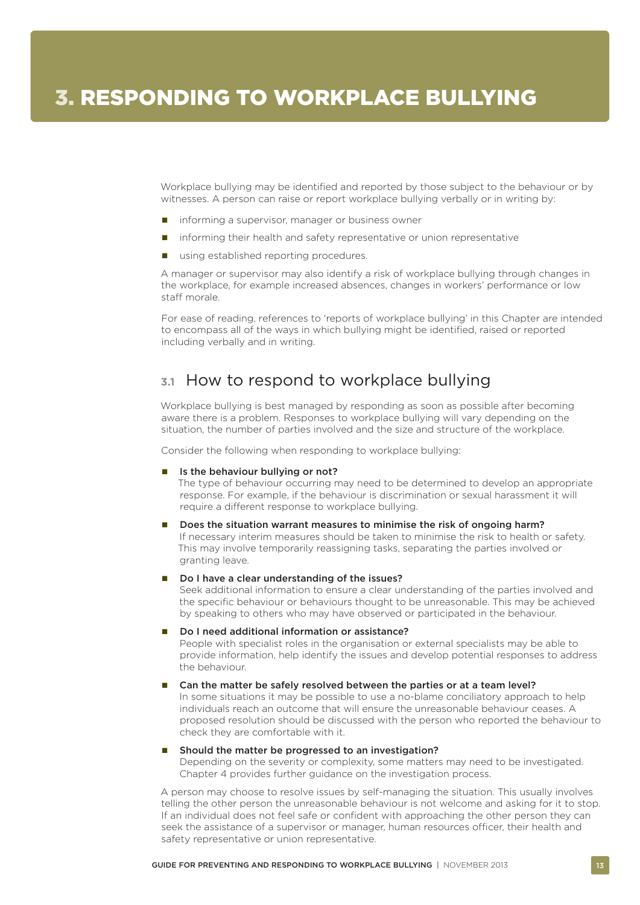# 3. RESPONDING TO WORKPLACE BULLYING

Workplace bullying may be identified and reported by those subject to the behaviour or by witnesses. A person can raise or report workplace bullying verbally or in writing by:

- informing a supervisor, manager or business owner
- informing their health and safety representative or union representative
- using established reporting procedures.

A manager or supervisor may also identify a risk of workplace bullying through changes in the workplace, for example increased absences, changes in workers' performance or low staff morale.

For ease of reading, references to 'reports of workplace bullying' in this Chapter are intended to encompass all of the ways in which bullying might be identified, raised or reported including verbally and in writing.

## 3.1 How to respond to workplace bullying

Workplace bullying is best managed by responding as soon as possible after becoming aware there is a problem. Responses to workplace bullying will vary depending on the situation, the number of parties involved and the size and structure of the workplace.

Consider the following when responding to workplace bullying:

- **Is the behaviour bullying or not?**
  The type of behaviour occurring may need to be determined to develop an appropriate response. For example, if the behaviour is discrimination or sexual harassment it will require a different response to workplace bullying.
- **Does the situation warrant measures to minimise the risk of ongoing harm?**
  If necessary interim measures should be taken to minimise the risk to health or safety. This may involve temporarily reassigning tasks, separating the parties involved or granting leave.
- **Do I have a clear understanding of the issues?**
  Seek additional information to ensure a clear understanding of the parties involved and the specific behaviour or behaviours thought to be unreasonable. This may be achieved by speaking to others who may have observed or participated in the behaviour.
- **Do I need additional information or assistance?**
  People with specialist roles in the organisation or external specialists may be able to provide information, help identify the issues and develop potential responses to address the behaviour.
- **Can the matter be safely resolved between the parties or at a team level?**
  In some situations it may be possible to use a no-blame conciliatory approach to help individuals reach an outcome that will ensure the unreasonable behaviour ceases. A proposed resolution should be discussed with the person who reported the behaviour to check they are comfortable with it.
- **Should the matter be progressed to an investigation?**
  Depending on the severity or complexity, some matters may need to be investigated. Chapter 4 provides further guidance on the investigation process.

A person may choose to resolve issues by self-managing the situation. This usually involves telling the other person the unreasonable behaviour is not welcome and asking for it to stop. If an individual does not feel safe or confident with approaching the other person they can seek the assistance of a supervisor or manager, human resources officer, their health and safety representative or union representative.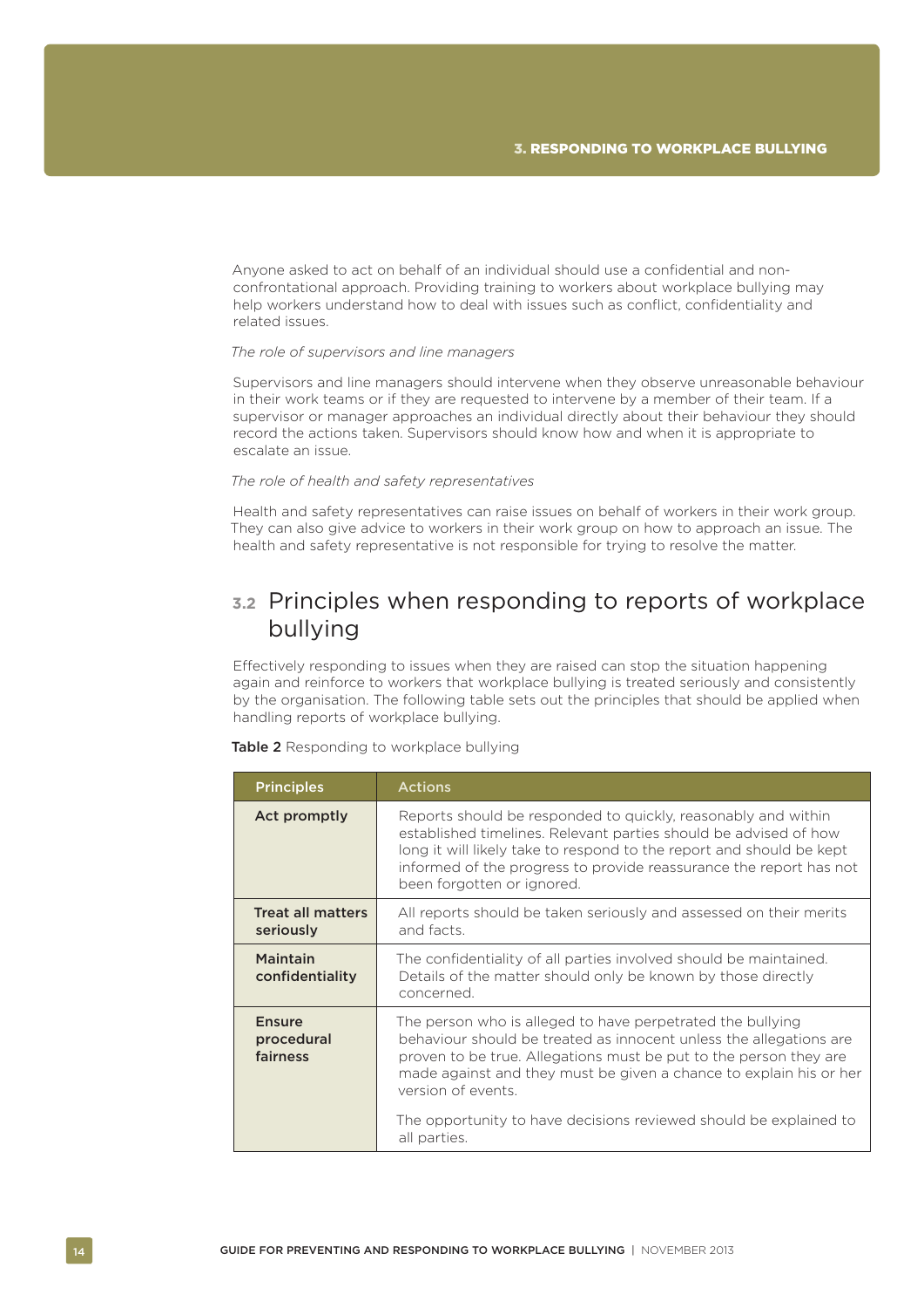Anyone asked to act on behalf of an individual should use a confidential and non-confrontational approach. Providing training to workers about workplace bullying may help workers understand how to deal with issues such as conflict, confidentiality and related issues.

*The role of supervisors and line managers*

Supervisors and line managers should intervene when they observe unreasonable behaviour in their work teams or if they are requested to intervene by a member of their team. If a supervisor or manager approaches an individual directly about their behaviour they should record the actions taken. Supervisors should know how and when it is appropriate to escalate an issue.

*The role of health and safety representatives*

Health and safety representatives can raise issues on behalf of workers in their work group. They can also give advice to workers in their work group on how to approach an issue. The health and safety representative is not responsible for trying to resolve the matter.

## 3.2 Principles when responding to reports of workplace bullying

Effectively responding to issues when they are raised can stop the situation happening again and reinforce to workers that workplace bullying is treated seriously and consistently by the organisation. The following table sets out the principles that should be applied when handling reports of workplace bullying.

**Table 2** Responding to workplace bullying

| Principles | Actions |
|---|---|
| **Act promptly** | Reports should be responded to quickly, reasonably and within established timelines. Relevant parties should be advised of how long it will likely take to respond to the report and should be kept informed of the progress to provide reassurance the report has not been forgotten or ignored. |
| **Treat all matters seriously** | All reports should be taken seriously and assessed on their merits and facts. |
| **Maintain confidentiality** | The confidentiality of all parties involved should be maintained. Details of the matter should only be known by those directly concerned. |
| **Ensure procedural fairness** | The person who is alleged to have perpetrated the bullying behaviour should be treated as innocent unless the allegations are proven to be true. Allegations must be put to the person they are made against and they must be given a chance to explain his or her version of events.<br><br>The opportunity to have decisions reviewed should be explained to all parties. |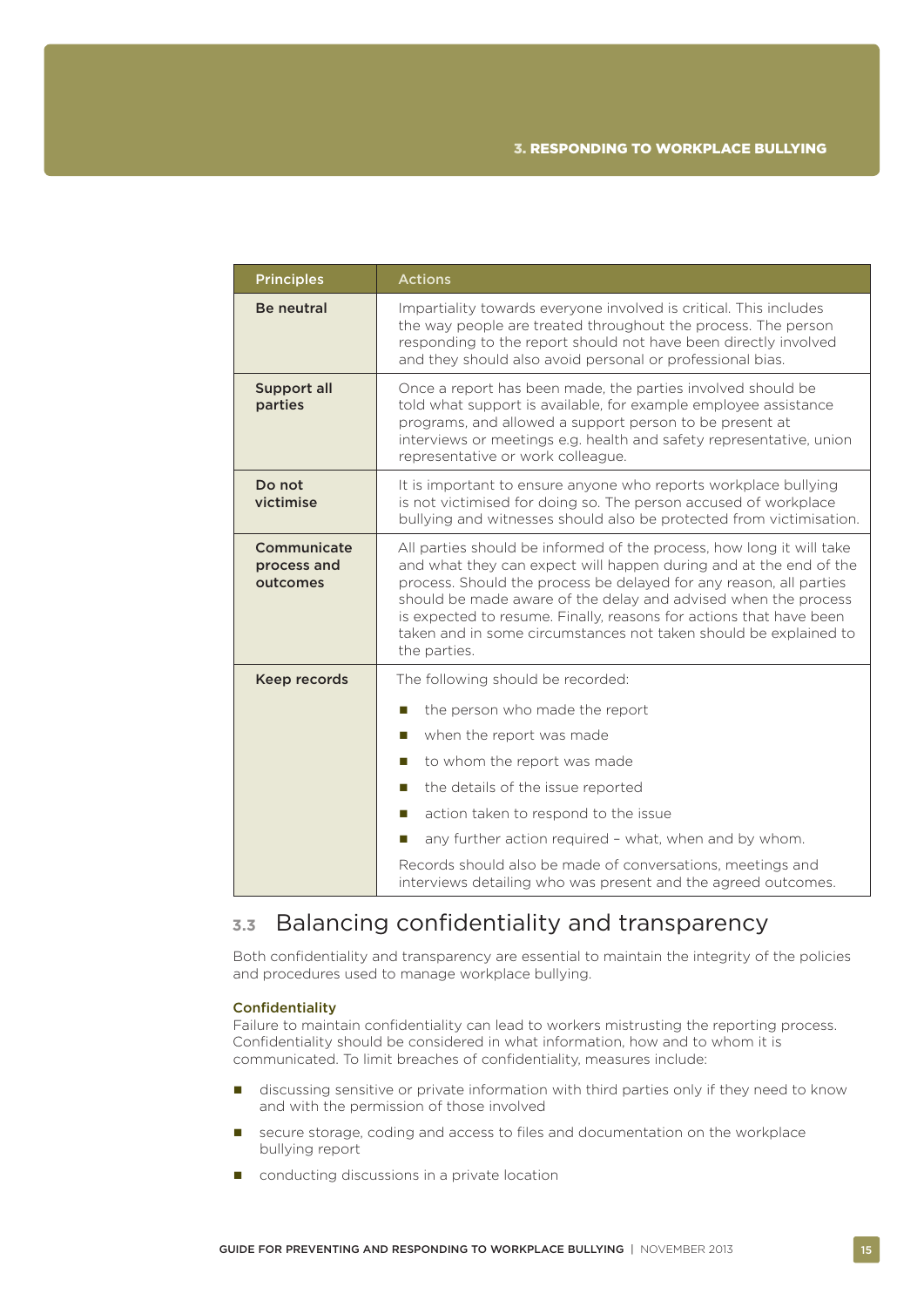| Principles | Actions |
|---|---|
| **Be neutral** | Impartiality towards everyone involved is critical. This includes the way people are treated throughout the process. The person responding to the report should not have been directly involved and they should also avoid personal or professional bias. |
| **Support all parties** | Once a report has been made, the parties involved should be told what support is available, for example employee assistance programs, and allowed a support person to be present at interviews or meetings e.g. health and safety representative, union representative or work colleague. |
| **Do not victimise** | It is important to ensure anyone who reports workplace bullying is not victimised for doing so. The person accused of workplace bullying and witnesses should also be protected from victimisation. |
| **Communicate process and outcomes** | All parties should be informed of the process, how long it will take and what they can expect will happen during and at the end of the process. Should the process be delayed for any reason, all parties should be made aware of the delay and advised when the process is expected to resume. Finally, reasons for actions that have been taken and in some circumstances not taken should be explained to the parties. |
| **Keep records** | The following should be recorded:<br>■ the person who made the report<br>■ when the report was made<br>■ to whom the report was made<br>■ the details of the issue reported<br>■ action taken to respond to the issue<br>■ any further action required – what, when and by whom.<br>Records should also be made of conversations, meetings and interviews detailing who was present and the agreed outcomes. |

## 3.3 Balancing confidentiality and transparency

Both confidentiality and transparency are essential to maintain the integrity of the policies and procedures used to manage workplace bullying.

### Confidentiality

Failure to maintain confidentiality can lead to workers mistrusting the reporting process. Confidentiality should be considered in what information, how and to whom it is communicated. To limit breaches of confidentiality, measures include:

- discussing sensitive or private information with third parties only if they need to know and with the permission of those involved
- secure storage, coding and access to files and documentation on the workplace bullying report
- conducting discussions in a private location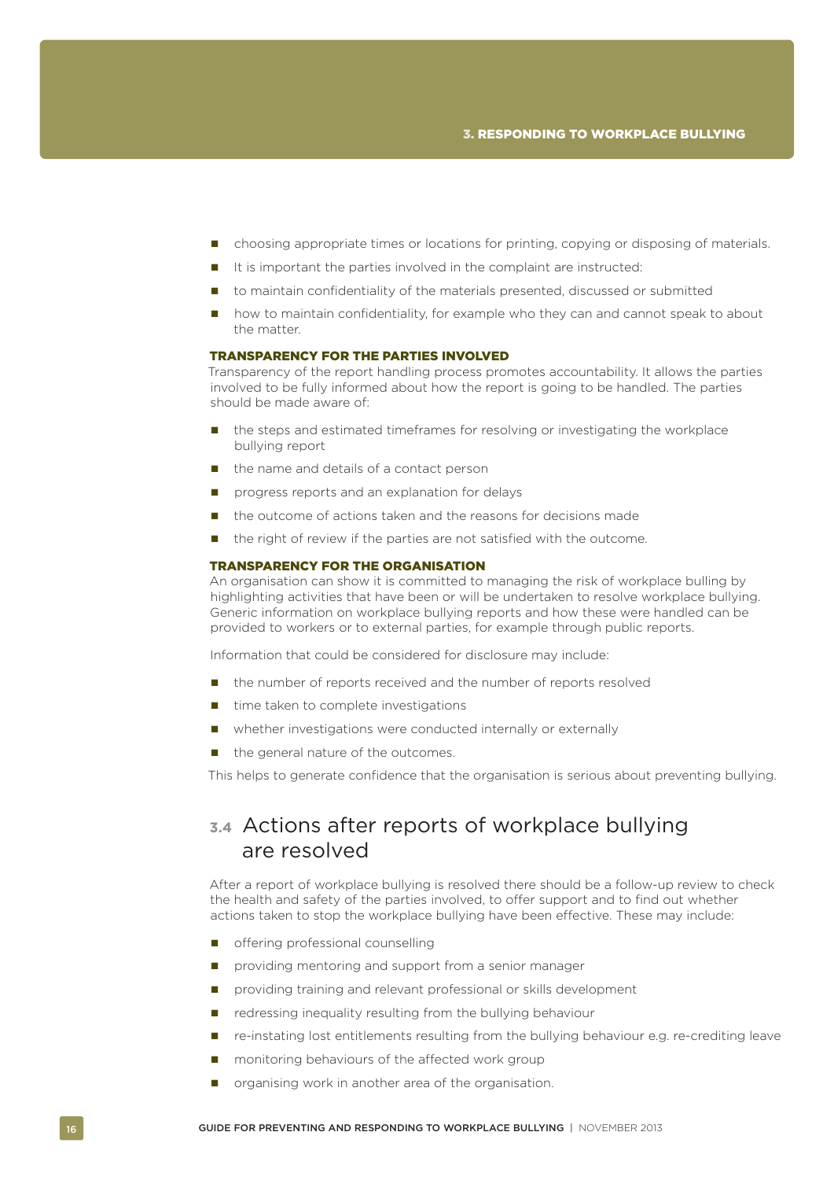- choosing appropriate times or locations for printing, copying or disposing of materials.
- It is important the parties involved in the complaint are instructed:
- to maintain confidentiality of the materials presented, discussed or submitted
- how to maintain confidentiality, for example who they can and cannot speak to about the matter.

#### TRANSPARENCY FOR THE PARTIES INVOLVED

Transparency of the report handling process promotes accountability. It allows the parties involved to be fully informed about how the report is going to be handled. The parties should be made aware of:

- the steps and estimated timeframes for resolving or investigating the workplace bullying report
- the name and details of a contact person
- progress reports and an explanation for delays
- the outcome of actions taken and the reasons for decisions made
- the right of review if the parties are not satisfied with the outcome.

#### TRANSPARENCY FOR THE ORGANISATION

An organisation can show it is committed to managing the risk of workplace bulling by highlighting activities that have been or will be undertaken to resolve workplace bullying. Generic information on workplace bullying reports and how these were handled can be provided to workers or to external parties, for example through public reports.

Information that could be considered for disclosure may include:

- the number of reports received and the number of reports resolved
- time taken to complete investigations
- whether investigations were conducted internally or externally
- the general nature of the outcomes.

This helps to generate confidence that the organisation is serious about preventing bullying.

## 3.4 Actions after reports of workplace bullying are resolved

After a report of workplace bullying is resolved there should be a follow-up review to check the health and safety of the parties involved, to offer support and to find out whether actions taken to stop the workplace bullying have been effective. These may include:

- offering professional counselling
- providing mentoring and support from a senior manager
- providing training and relevant professional or skills development
- redressing inequality resulting from the bullying behaviour
- re-instating lost entitlements resulting from the bullying behaviour e.g. re-crediting leave
- monitoring behaviours of the affected work group
- organising work in another area of the organisation.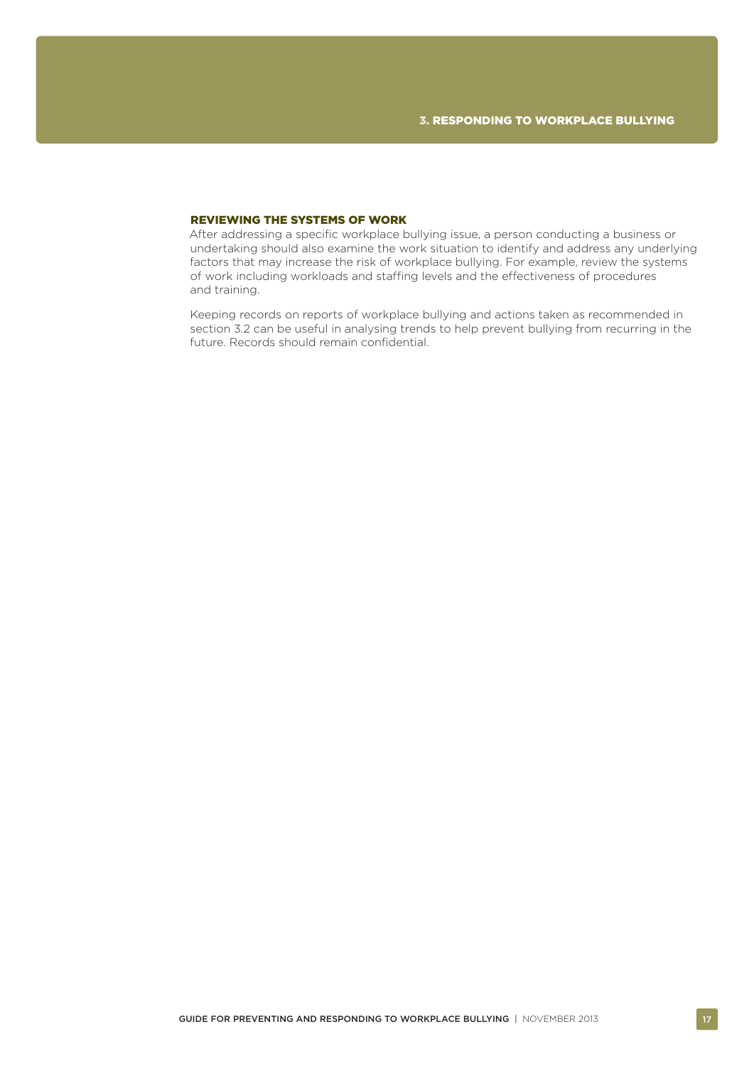### REVIEWING THE SYSTEMS OF WORK

After addressing a specific workplace bullying issue, a person conducting a business or undertaking should also examine the work situation to identify and address any underlying factors that may increase the risk of workplace bullying. For example, review the systems of work including workloads and staffing levels and the effectiveness of procedures and training.

Keeping records on reports of workplace bullying and actions taken as recommended in section 3.2 can be useful in analysing trends to help prevent bullying from recurring in the future. Records should remain confidential.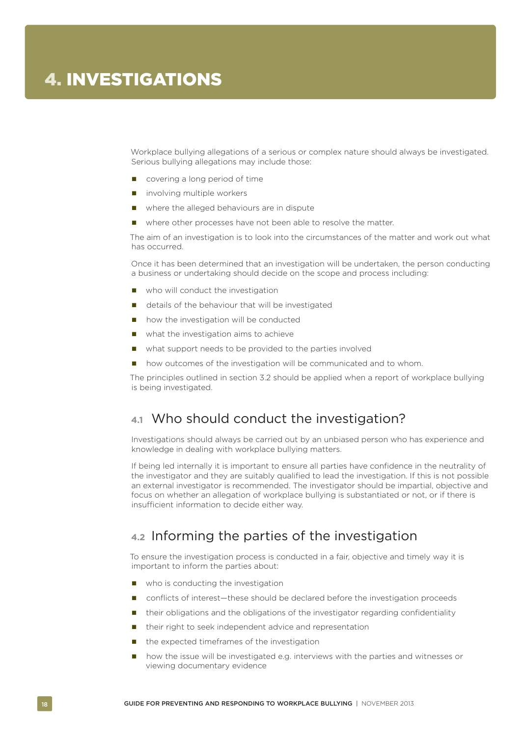# 4. INVESTIGATIONS

Workplace bullying allegations of a serious or complex nature should always be investigated. Serious bullying allegations may include those:

- covering a long period of time
- involving multiple workers
- where the alleged behaviours are in dispute
- where other processes have not been able to resolve the matter.

The aim of an investigation is to look into the circumstances of the matter and work out what has occurred.

Once it has been determined that an investigation will be undertaken, the person conducting a business or undertaking should decide on the scope and process including:

- who will conduct the investigation
- details of the behaviour that will be investigated
- how the investigation will be conducted
- what the investigation aims to achieve
- what support needs to be provided to the parties involved
- how outcomes of the investigation will be communicated and to whom.

The principles outlined in section 3.2 should be applied when a report of workplace bullying is being investigated.

## 4.1 Who should conduct the investigation?

Investigations should always be carried out by an unbiased person who has experience and knowledge in dealing with workplace bullying matters.

If being led internally it is important to ensure all parties have confidence in the neutrality of the investigator and they are suitably qualified to lead the investigation. If this is not possible an external investigator is recommended. The investigator should be impartial, objective and focus on whether an allegation of workplace bullying is substantiated or not, or if there is insufficient information to decide either way.

## 4.2 Informing the parties of the investigation

To ensure the investigation process is conducted in a fair, objective and timely way it is important to inform the parties about:

- who is conducting the investigation
- conflicts of interest—these should be declared before the investigation proceeds
- their obligations and the obligations of the investigator regarding confidentiality
- their right to seek independent advice and representation
- the expected timeframes of the investigation
- how the issue will be investigated e.g. interviews with the parties and witnesses or viewing documentary evidence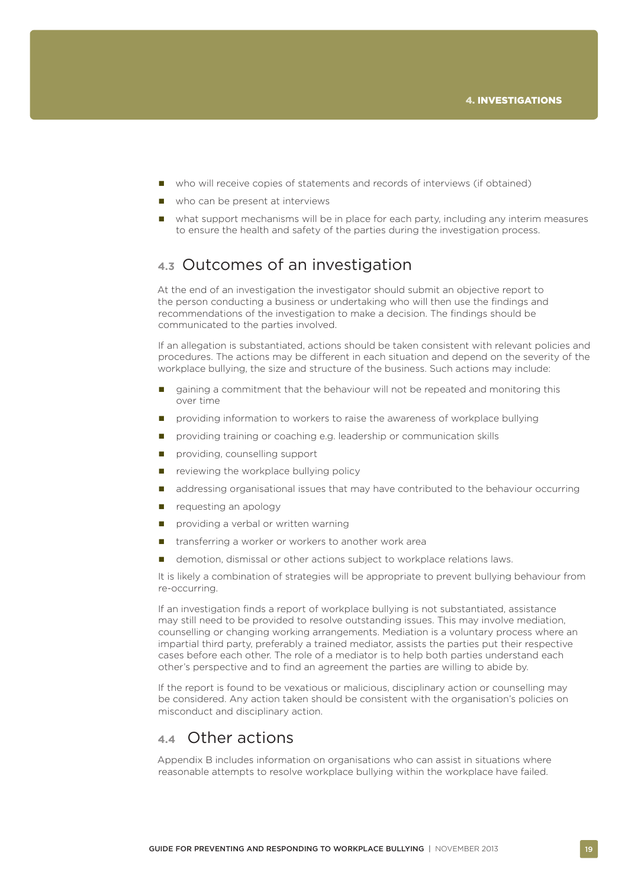- who will receive copies of statements and records of interviews (if obtained)
- who can be present at interviews
- what support mechanisms will be in place for each party, including any interim measures to ensure the health and safety of the parties during the investigation process.

## 4.3 Outcomes of an investigation

At the end of an investigation the investigator should submit an objective report to the person conducting a business or undertaking who will then use the findings and recommendations of the investigation to make a decision. The findings should be communicated to the parties involved.

If an allegation is substantiated, actions should be taken consistent with relevant policies and procedures. The actions may be different in each situation and depend on the severity of the workplace bullying, the size and structure of the business. Such actions may include:

- gaining a commitment that the behaviour will not be repeated and monitoring this over time
- providing information to workers to raise the awareness of workplace bullying
- providing training or coaching e.g. leadership or communication skills
- providing, counselling support
- reviewing the workplace bullying policy
- addressing organisational issues that may have contributed to the behaviour occurring
- requesting an apology
- providing a verbal or written warning
- transferring a worker or workers to another work area
- demotion, dismissal or other actions subject to workplace relations laws.

It is likely a combination of strategies will be appropriate to prevent bullying behaviour from re-occurring.

If an investigation finds a report of workplace bullying is not substantiated, assistance may still need to be provided to resolve outstanding issues. This may involve mediation, counselling or changing working arrangements. Mediation is a voluntary process where an impartial third party, preferably a trained mediator, assists the parties put their respective cases before each other. The role of a mediator is to help both parties understand each other's perspective and to find an agreement the parties are willing to abide by.

If the report is found to be vexatious or malicious, disciplinary action or counselling may be considered. Any action taken should be consistent with the organisation's policies on misconduct and disciplinary action.

## 4.4 Other actions

Appendix B includes information on organisations who can assist in situations where reasonable attempts to resolve workplace bullying within the workplace have failed.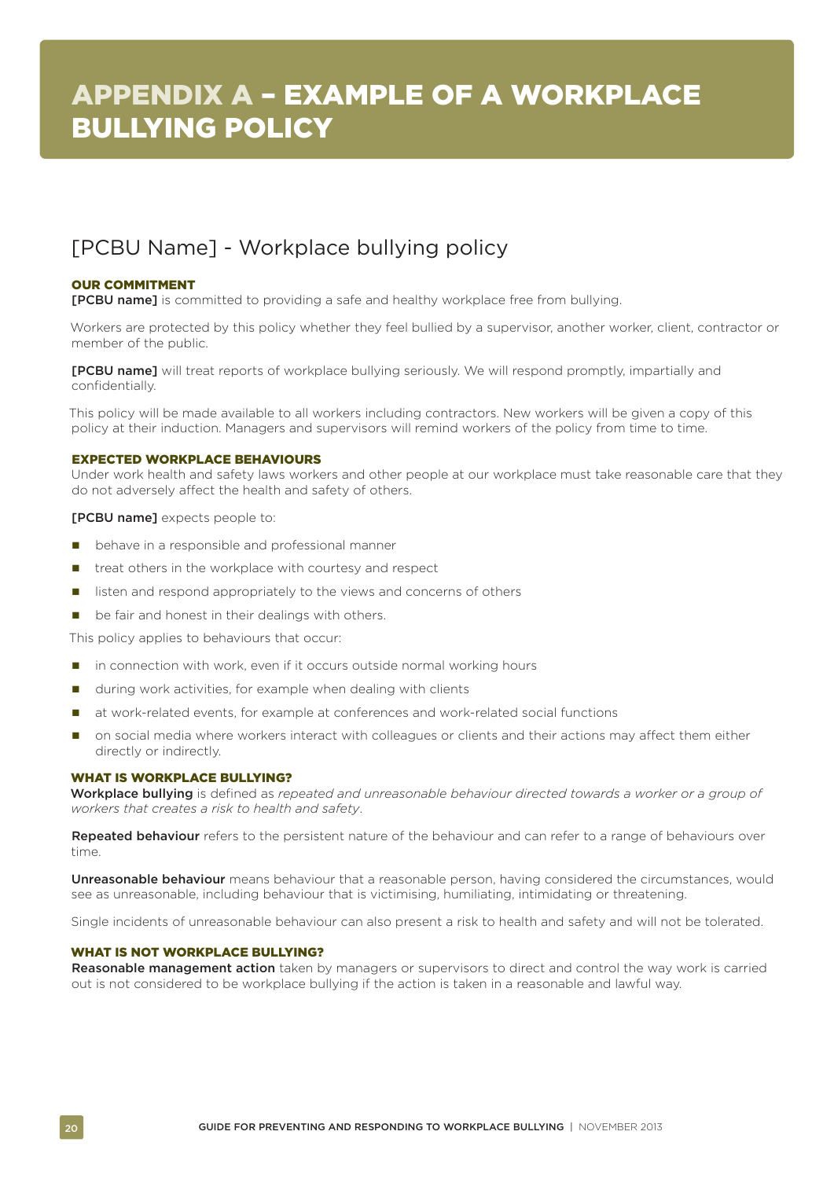# APPENDIX A – EXAMPLE OF A WORKPLACE BULLYING POLICY

## [PCBU Name] - Workplace bullying policy

### OUR COMMITMENT

**[PCBU name]** is committed to providing a safe and healthy workplace free from bullying.

Workers are protected by this policy whether they feel bullied by a supervisor, another worker, client, contractor or member of the public.

**[PCBU name]** will treat reports of workplace bullying seriously. We will respond promptly, impartially and confidentially.

This policy will be made available to all workers including contractors. New workers will be given a copy of this policy at their induction. Managers and supervisors will remind workers of the policy from time to time.

### EXPECTED WORKPLACE BEHAVIOURS

Under work health and safety laws workers and other people at our workplace must take reasonable care that they do not adversely affect the health and safety of others.

**[PCBU name]** expects people to:

- behave in a responsible and professional manner
- treat others in the workplace with courtesy and respect
- listen and respond appropriately to the views and concerns of others
- be fair and honest in their dealings with others.

This policy applies to behaviours that occur:

- in connection with work, even if it occurs outside normal working hours
- during work activities, for example when dealing with clients
- at work-related events, for example at conferences and work-related social functions
- on social media where workers interact with colleagues or clients and their actions may affect them either directly or indirectly.

### WHAT IS WORKPLACE BULLYING?

**Workplace bullying** is defined as *repeated and unreasonable behaviour directed towards a worker or a group of workers that creates a risk to health and safety*.

**Repeated behaviour** refers to the persistent nature of the behaviour and can refer to a range of behaviours over time.

**Unreasonable behaviour** means behaviour that a reasonable person, having considered the circumstances, would see as unreasonable, including behaviour that is victimising, humiliating, intimidating or threatening.

Single incidents of unreasonable behaviour can also present a risk to health and safety and will not be tolerated.

### WHAT IS NOT WORKPLACE BULLYING?

**Reasonable management action** taken by managers or supervisors to direct and control the way work is carried out is not considered to be workplace bullying if the action is taken in a reasonable and lawful way.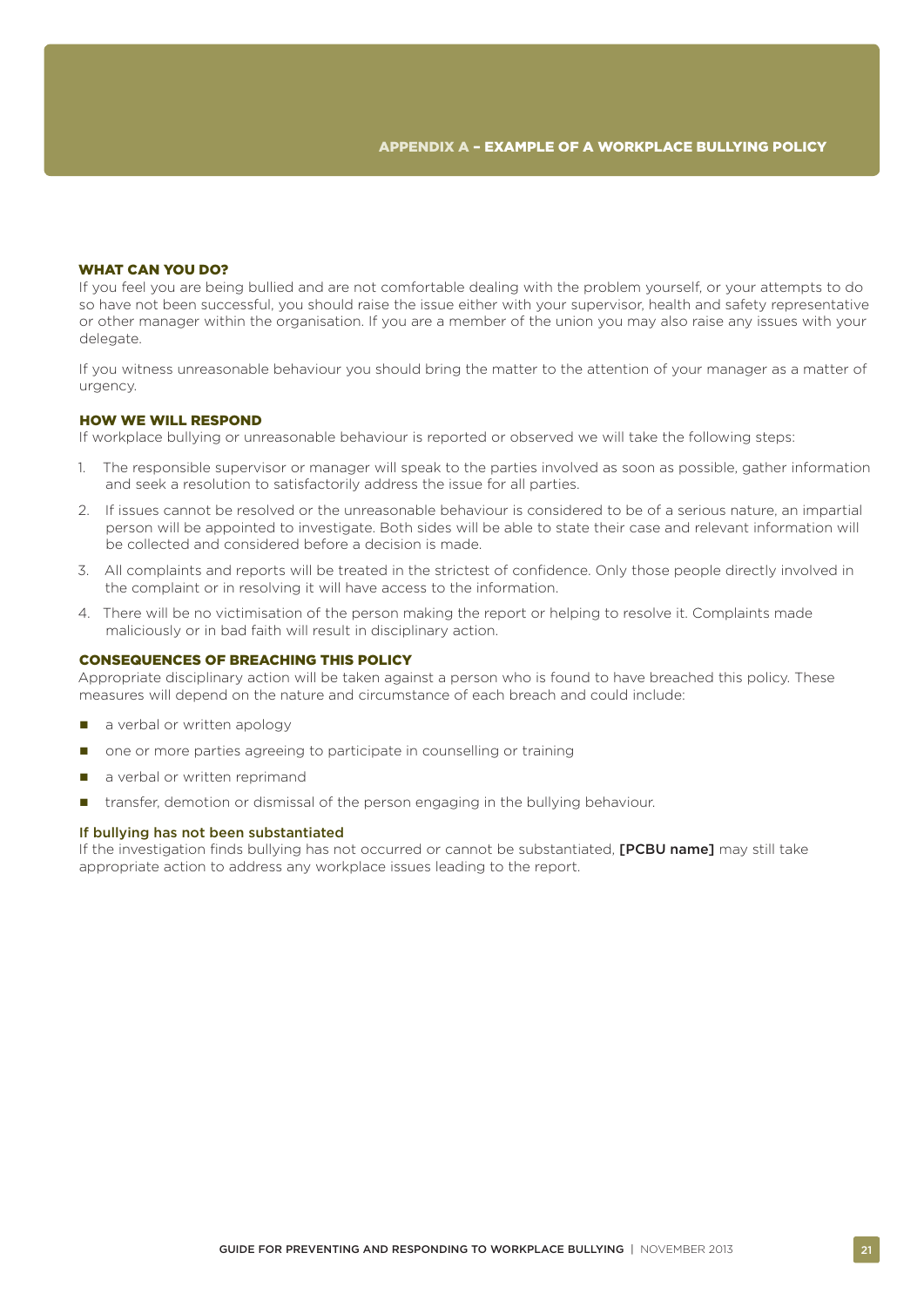## WHAT CAN YOU DO?

If you feel you are being bullied and are not comfortable dealing with the problem yourself, or your attempts to do so have not been successful, you should raise the issue either with your supervisor, health and safety representative or other manager within the organisation. If you are a member of the union you may also raise any issues with your delegate.

If you witness unreasonable behaviour you should bring the matter to the attention of your manager as a matter of urgency.

## HOW WE WILL RESPOND

If workplace bullying or unreasonable behaviour is reported or observed we will take the following steps:

1. The responsible supervisor or manager will speak to the parties involved as soon as possible, gather information and seek a resolution to satisfactorily address the issue for all parties.
2. If issues cannot be resolved or the unreasonable behaviour is considered to be of a serious nature, an impartial person will be appointed to investigate. Both sides will be able to state their case and relevant information will be collected and considered before a decision is made.
3. All complaints and reports will be treated in the strictest of confidence. Only those people directly involved in the complaint or in resolving it will have access to the information.
4. There will be no victimisation of the person making the report or helping to resolve it. Complaints made maliciously or in bad faith will result in disciplinary action.

## CONSEQUENCES OF BREACHING THIS POLICY

Appropriate disciplinary action will be taken against a person who is found to have breached this policy. These measures will depend on the nature and circumstance of each breach and could include:

- a verbal or written apology
- one or more parties agreeing to participate in counselling or training
- a verbal or written reprimand
- transfer, demotion or dismissal of the person engaging in the bullying behaviour.

### If bullying has not been substantiated

If the investigation finds bullying has not occurred or cannot be substantiated, **[PCBU name]** may still take appropriate action to address any workplace issues leading to the report.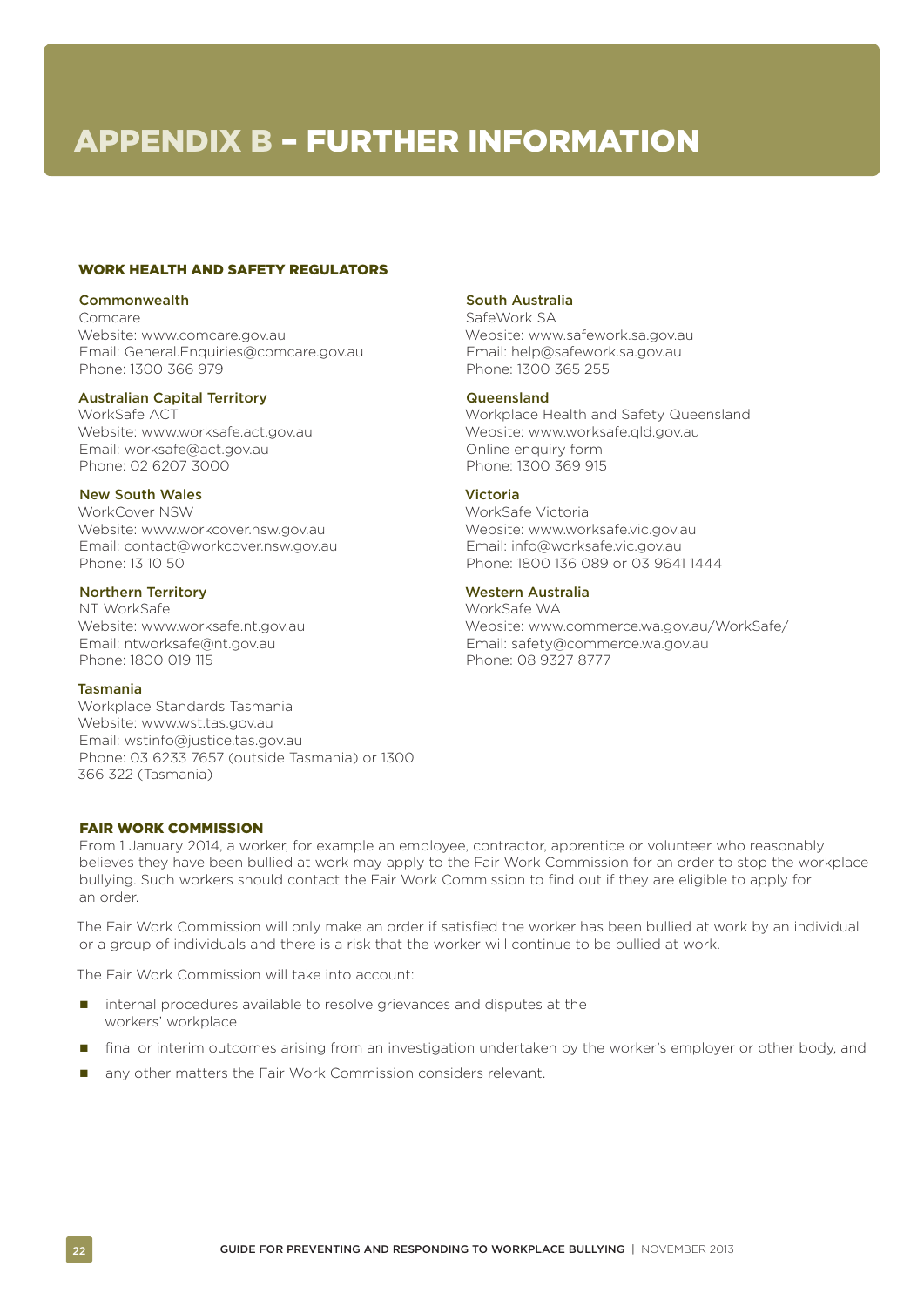# APPENDIX B – FURTHER INFORMATION

## WORK HEALTH AND SAFETY REGULATORS

**Commonwealth**
Comcare
Website: www.comcare.gov.au
Email: General.Enquiries@comcare.gov.au
Phone: 1300 366 979

**Australian Capital Territory**
WorkSafe ACT
Website: www.worksafe.act.gov.au
Email: worksafe@act.gov.au
Phone: 02 6207 3000

**New South Wales**
WorkCover NSW
Website: www.workcover.nsw.gov.au
Email: contact@workcover.nsw.gov.au
Phone: 13 10 50

**Northern Territory**
NT WorkSafe
Website: www.worksafe.nt.gov.au
Email: ntworksafe@nt.gov.au
Phone: 1800 019 115

**Tasmania**
Workplace Standards Tasmania
Website: www.wst.tas.gov.au
Email: wstinfo@justice.tas.gov.au
Phone: 03 6233 7657 (outside Tasmania) or 1300 366 322 (Tasmania)

**South Australia**
SafeWork SA
Website: www.safework.sa.gov.au
Email: help@safework.sa.gov.au
Phone: 1300 365 255

**Queensland**
Workplace Health and Safety Queensland
Website: www.worksafe.qld.gov.au
Online enquiry form
Phone: 1300 369 915

**Victoria**
WorkSafe Victoria
Website: www.worksafe.vic.gov.au
Email: info@worksafe.vic.gov.au
Phone: 1800 136 089 or 03 9641 1444

**Western Australia**
WorkSafe WA
Website: www.commerce.wa.gov.au/WorkSafe/
Email: safety@commerce.wa.gov.au
Phone: 08 9327 8777

## FAIR WORK COMMISSION

From 1 January 2014, a worker, for example an employee, contractor, apprentice or volunteer who reasonably believes they have been bullied at work may apply to the Fair Work Commission for an order to stop the workplace bullying. Such workers should contact the Fair Work Commission to find out if they are eligible to apply for an order.

The Fair Work Commission will only make an order if satisfied the worker has been bullied at work by an individual or a group of individuals and there is a risk that the worker will continue to be bullied at work.

The Fair Work Commission will take into account:

- internal procedures available to resolve grievances and disputes at the workers' workplace
- final or interim outcomes arising from an investigation undertaken by the worker's employer or other body, and
- any other matters the Fair Work Commission considers relevant.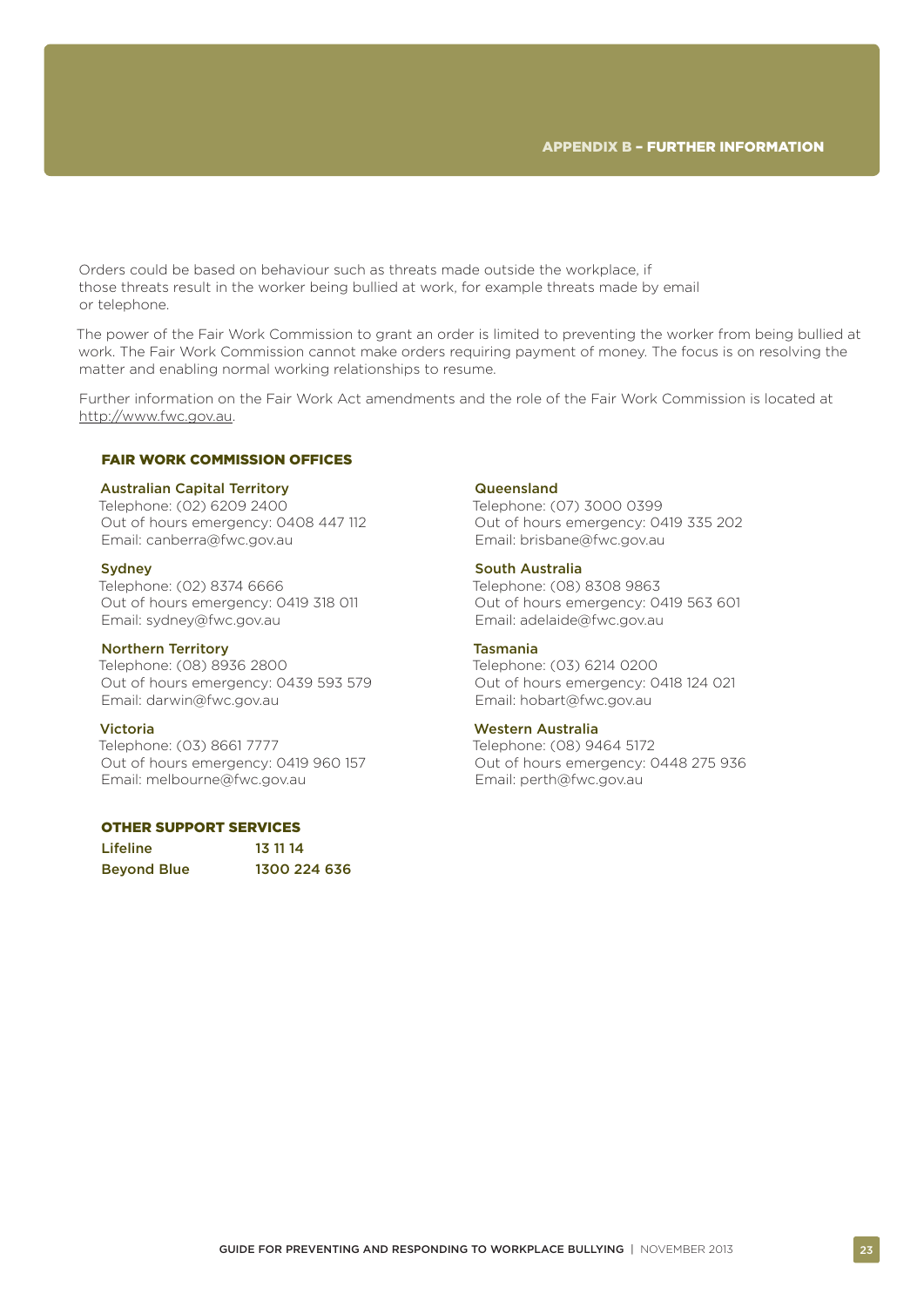Orders could be based on behaviour such as threats made outside the workplace, if those threats result in the worker being bullied at work, for example threats made by email or telephone.

The power of the Fair Work Commission to grant an order is limited to preventing the worker from being bullied at work. The Fair Work Commission cannot make orders requiring payment of money. The focus is on resolving the matter and enabling normal working relationships to resume.

Further information on the Fair Work Act amendments and the role of the Fair Work Commission is located at http://www.fwc.gov.au.

## FAIR WORK COMMISSION OFFICES

**Australian Capital Territory**
Telephone: (02) 6209 2400
Out of hours emergency: 0408 447 112
Email: canberra@fwc.gov.au

**Sydney**
Telephone: (02) 8374 6666
Out of hours emergency: 0419 318 011
Email: sydney@fwc.gov.au

**Northern Territory**
Telephone: (08) 8936 2800
Out of hours emergency: 0439 593 579
Email: darwin@fwc.gov.au

**Victoria**
Telephone: (03) 8661 7777
Out of hours emergency: 0419 960 157
Email: melbourne@fwc.gov.au

**Queensland**
Telephone: (07) 3000 0399
Out of hours emergency: 0419 335 202
Email: brisbane@fwc.gov.au

**South Australia**
Telephone: (08) 8308 9863
Out of hours emergency: 0419 563 601
Email: adelaide@fwc.gov.au

**Tasmania**
Telephone: (03) 6214 0200
Out of hours emergency: 0418 124 021
Email: hobart@fwc.gov.au

**Western Australia**
Telephone: (08) 9464 5172
Out of hours emergency: 0448 275 936
Email: perth@fwc.gov.au

## OTHER SUPPORT SERVICES

| | |
|---|---|
| Lifeline | 13 11 14 |
| Beyond Blue | 1300 224 636 |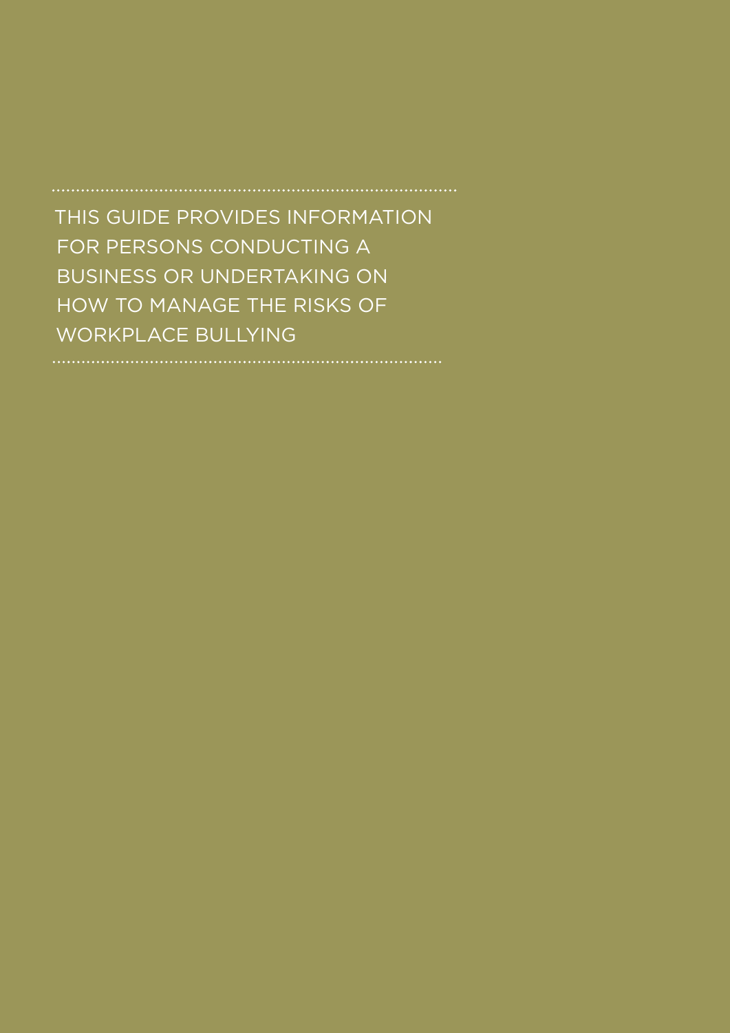THIS GUIDE PROVIDES INFORMATION FOR PERSONS CONDUCTING A BUSINESS OR UNDERTAKING ON HOW TO MANAGE THE RISKS OF WORKPLACE BULLYING